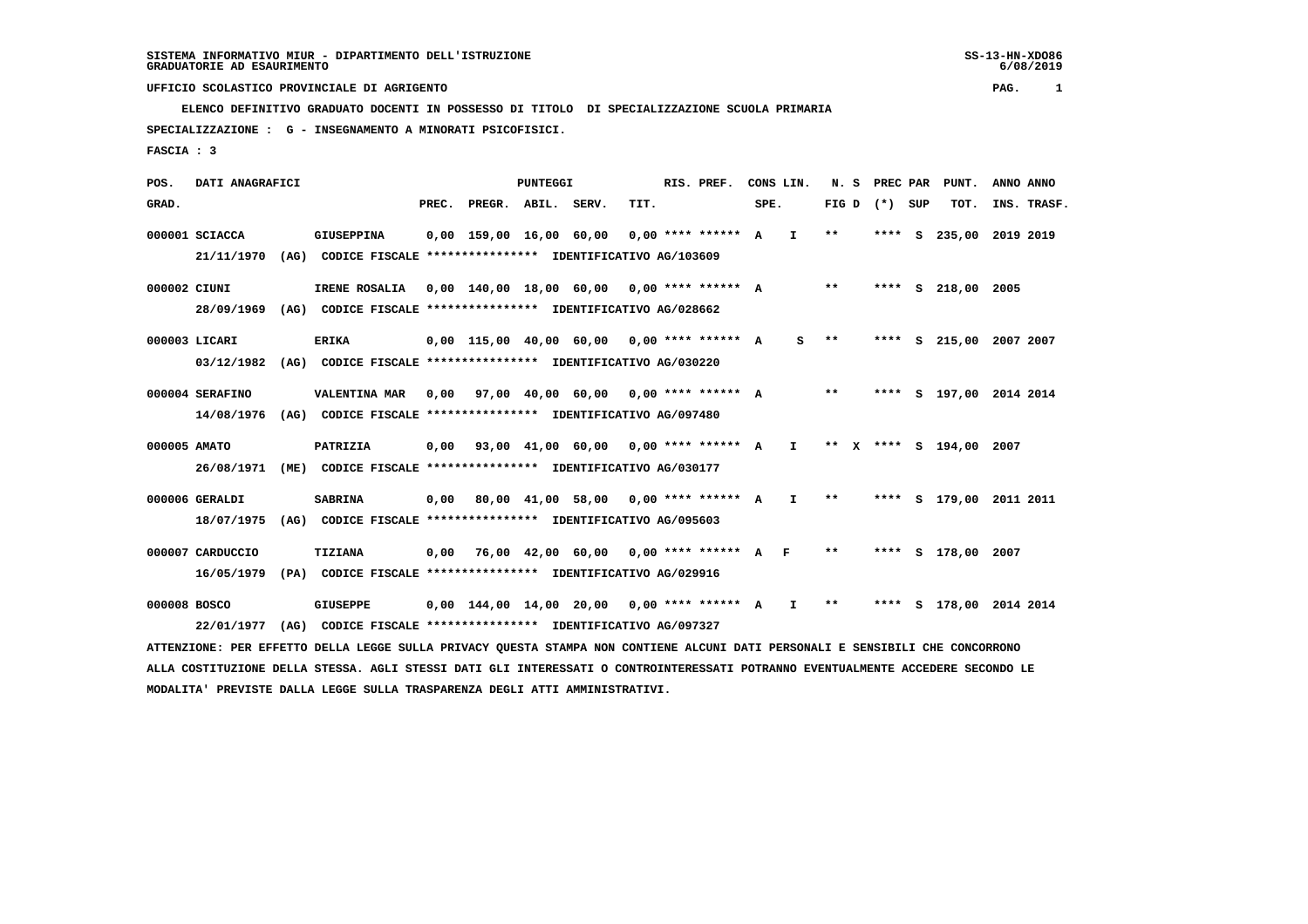SISTEMA INFORMATIVO MIUR - DIPARTIMENTO DELL'ISTRUZIONE
GRADUATORIE AD ESAURIMENTO

UFFICIO SCOLASTICO PROVINCIALE DI AGRIGENTO

ELENCO DEFINITIVO GRADUATO DOCENTI IN POSSESSO DI TITOLO DI SPECIALIZZAZIONE SCUOLA PRIMARIA

SPECIALIZZAZIONE : G - INSEGNAMENTO A MINORATI PSICOFISICI.

FASCIA : 3

| POS. GRAD. | DATI ANAGRAFICI | | PREC. | PREGR. | ABIL. | SERV. | TIT. | RIS. PREF. | CONS SPE. | LIN. | N. S FIG D | (*) | PREC PAR SUP | PUNT. TOT. | ANNO INS. | ANNO TRASF. |
|---|---|---|---|---|---|---|---|---|---|---|---|---|---|---|---|---|
| 000001 | SCIACCA | GIUSEPPINA | 0,00 | 159,00 | 16,00 | 60,00 | 0,00 | **** ****** | A | I | ** | | **** S | 235,00 | 2019 | 2019 |
| | 21/11/1970 (AG) CODICE FISCALE **************** IDENTIFICATIVO AG/103609 | | | | | | | | | | | | | | | |
| 000002 | CIUNI | IRENE ROSALIA | 0,00 | 140,00 | 18,00 | 60,00 | 0,00 | **** ****** | A | | ** | | **** S | 218,00 | 2005 | |
| | 28/09/1969 (AG) CODICE FISCALE **************** IDENTIFICATIVO AG/028662 | | | | | | | | | | | | | | | |
| 000003 | LICARI | ERIKA | 0,00 | 115,00 | 40,00 | 60,00 | 0,00 | **** ****** | A | S | ** | | **** S | 215,00 | 2007 | 2007 |
| | 03/12/1982 (AG) CODICE FISCALE **************** IDENTIFICATIVO AG/030220 | | | | | | | | | | | | | | | |
| 000004 | SERAFINO | VALENTINA MAR | 0,00 | 97,00 | 40,00 | 60,00 | 0,00 | **** ****** | A | | ** | | **** S | 197,00 | 2014 | 2014 |
| | 14/08/1976 (AG) CODICE FISCALE **************** IDENTIFICATIVO AG/097480 | | | | | | | | | | | | | | | |
| 000005 | AMATO | PATRIZIA | 0,00 | 93,00 | 41,00 | 60,00 | 0,00 | **** ****** | A | I | ** | X | **** S | 194,00 | 2007 | |
| | 26/08/1971 (ME) CODICE FISCALE **************** IDENTIFICATIVO AG/030177 | | | | | | | | | | | | | | | |
| 000006 | GERALDI | SABRINA | 0,00 | 80,00 | 41,00 | 58,00 | 0,00 | **** ****** | A | I | ** | | **** S | 179,00 | 2011 | 2011 |
| | 18/07/1975 (AG) CODICE FISCALE **************** IDENTIFICATIVO AG/095603 | | | | | | | | | | | | | | | |
| 000007 | CARDUCCIO | TIZIANA | 0,00 | 76,00 | 42,00 | 60,00 | 0,00 | **** ****** | A | F | ** | | **** S | 178,00 | 2007 | |
| | 16/05/1979 (PA) CODICE FISCALE **************** IDENTIFICATIVO AG/029916 | | | | | | | | | | | | | | | |
| 000008 | BOSCO | GIUSEPPE | 0,00 | 144,00 | 14,00 | 20,00 | 0,00 | **** ****** | A | I | ** | | **** S | 178,00 | 2014 | 2014 |
| | 22/01/1977 (AG) CODICE FISCALE **************** IDENTIFICATIVO AG/097327 | | | | | | | | | | | | | | | |

ATTENZIONE: PER EFFETTO DELLA LEGGE SULLA PRIVACY QUESTA STAMPA NON CONTIENE ALCUNI DATI PERSONALI E SENSIBILI CHE CONCORRONO ALLA COSTITUZIONE DELLA STESSA. AGLI STESSI DATI GLI INTERESSATI O CONTROINTERESSATI POTRANNO EVENTUALMENTE ACCEDERE SECONDO LE MODALITA' PREVISTE DALLA LEGGE SULLA TRASPARENZA DEGLI ATTI AMMINISTRATIVI.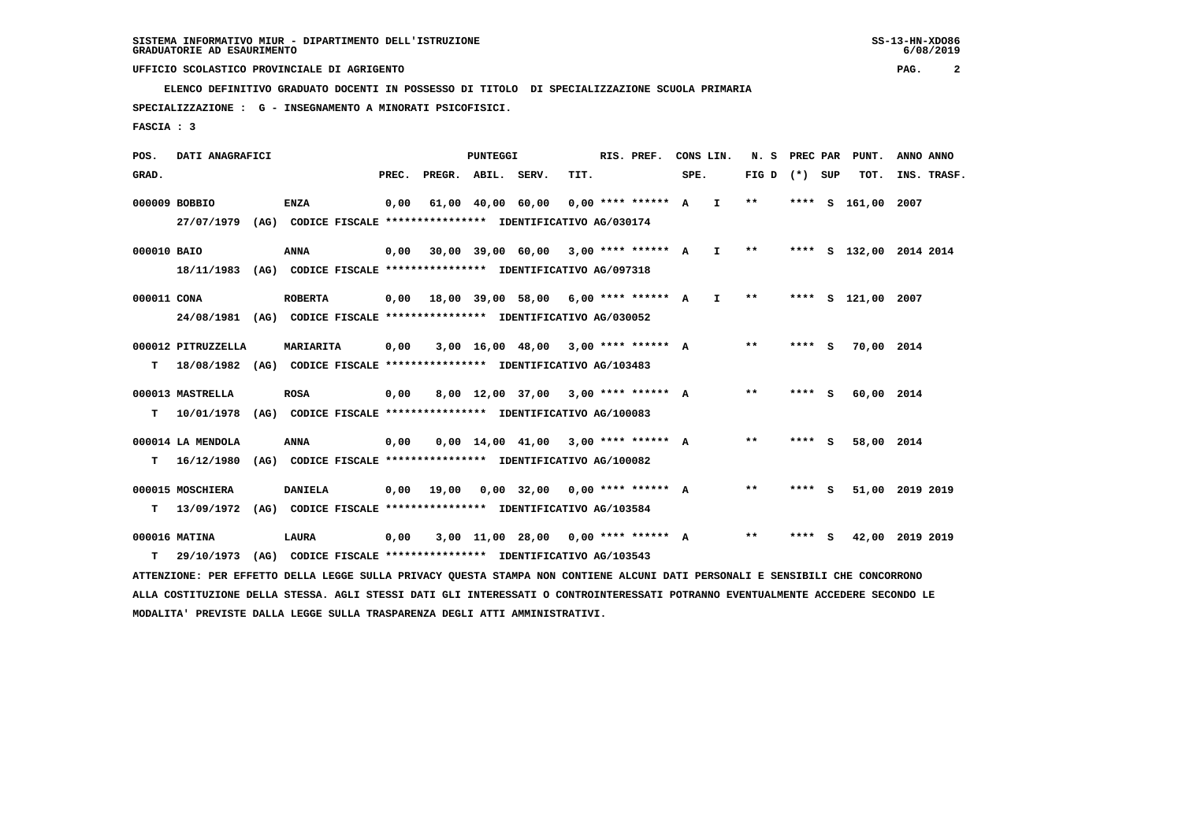SISTEMA INFORMATIVO MIUR - DIPARTIMENTO DELL'ISTRUZIONE
GRADUATORIE AD ESAURIMENTO

UFFICIO SCOLASTICO PROVINCIALE DI AGRIGENTO

ELENCO DEFINITIVO GRADUATO DOCENTI IN POSSESSO DI TITOLO DI SPECIALIZZAZIONE SCUOLA PRIMARIA

SPECIALIZZAZIONE : G - INSEGNAMENTO A MINORATI PSICOFISICI.

FASCIA : 3

| POS. GRAD. | DATI ANAGRAFICI | | PREC. | PREGR. | ABIL. | SERV. | TIT. | RIS. PREF. | CONS SPE. | LIN. | N. S FIG D | PREC PAR (*) | SUP | PUNT. TOT. | ANNO INS. | ANNO TRASF. |
|---|---|---|---|---|---|---|---|---|---|---|---|---|---|---|---|---|
| 000009 | BOBBIO | ENZA | 0,00 | 61,00 | 40,00 | 60,00 | 0,00 | **** ****** | A | I | ** | **** | S | 161,00 | 2007 | |
| | 27/07/1979 (AG) CODICE FISCALE **************** IDENTIFICATIVO AG/030174 | | | | | | | | | | | | | | | |
| 000010 | BAIO | ANNA | 0,00 | 30,00 | 39,00 | 60,00 | 3,00 | **** ****** | A | I | ** | **** | S | 132,00 | 2014 | 2014 |
| | 18/11/1983 (AG) CODICE FISCALE **************** IDENTIFICATIVO AG/097318 | | | | | | | | | | | | | | | |
| 000011 | CONA | ROBERTA | 0,00 | 18,00 | 39,00 | 58,00 | 6,00 | **** ****** | A | I | ** | **** | S | 121,00 | 2007 | |
| | 24/08/1981 (AG) CODICE FISCALE **************** IDENTIFICATIVO AG/030052 | | | | | | | | | | | | | | | |
| 000012 | PITRUZZELLA | MARIARITA | 0,00 | 3,00 | 16,00 | 48,00 | 3,00 | **** ****** | A | | ** | **** | S | 70,00 | 2014 | |
| T | 18/08/1982 (AG) CODICE FISCALE **************** IDENTIFICATIVO AG/103483 | | | | | | | | | | | | | | | |
| 000013 | MASTRELLA | ROSA | 0,00 | 8,00 | 12,00 | 37,00 | 3,00 | **** ****** | A | | ** | **** | S | 60,00 | 2014 | |
| T | 10/01/1978 (AG) CODICE FISCALE **************** IDENTIFICATIVO AG/100083 | | | | | | | | | | | | | | | |
| 000014 | LA MENDOLA | ANNA | 0,00 | 0,00 | 14,00 | 41,00 | 3,00 | **** ****** | A | | ** | **** | S | 58,00 | 2014 | |
| T | 16/12/1980 (AG) CODICE FISCALE **************** IDENTIFICATIVO AG/100082 | | | | | | | | | | | | | | | |
| 000015 | MOSCHIERA | DANIELA | 0,00 | 19,00 | 0,00 | 32,00 | 0,00 | **** ****** | A | | ** | **** | S | 51,00 | 2019 | 2019 |
| T | 13/09/1972 (AG) CODICE FISCALE **************** IDENTIFICATIVO AG/103584 | | | | | | | | | | | | | | | |
| 000016 | MATINA | LAURA | 0,00 | 3,00 | 11,00 | 28,00 | 0,00 | **** ****** | A | | ** | **** | S | 42,00 | 2019 | 2019 |
| T | 29/10/1973 (AG) CODICE FISCALE **************** IDENTIFICATIVO AG/103543 | | | | | | | | | | | | | | | |

ATTENZIONE: PER EFFETTO DELLA LEGGE SULLA PRIVACY QUESTA STAMPA NON CONTIENE ALCUNI DATI PERSONALI E SENSIBILI CHE CONCORRONO ALLA COSTITUZIONE DELLA STESSA. AGLI STESSI DATI GLI INTERESSATI O CONTROINTERESSATI POTRANNO EVENTUALMENTE ACCEDERE SECONDO LE MODALITA' PREVISTE DALLA LEGGE SULLA TRASPARENZA DEGLI ATTI AMMINISTRATIVI.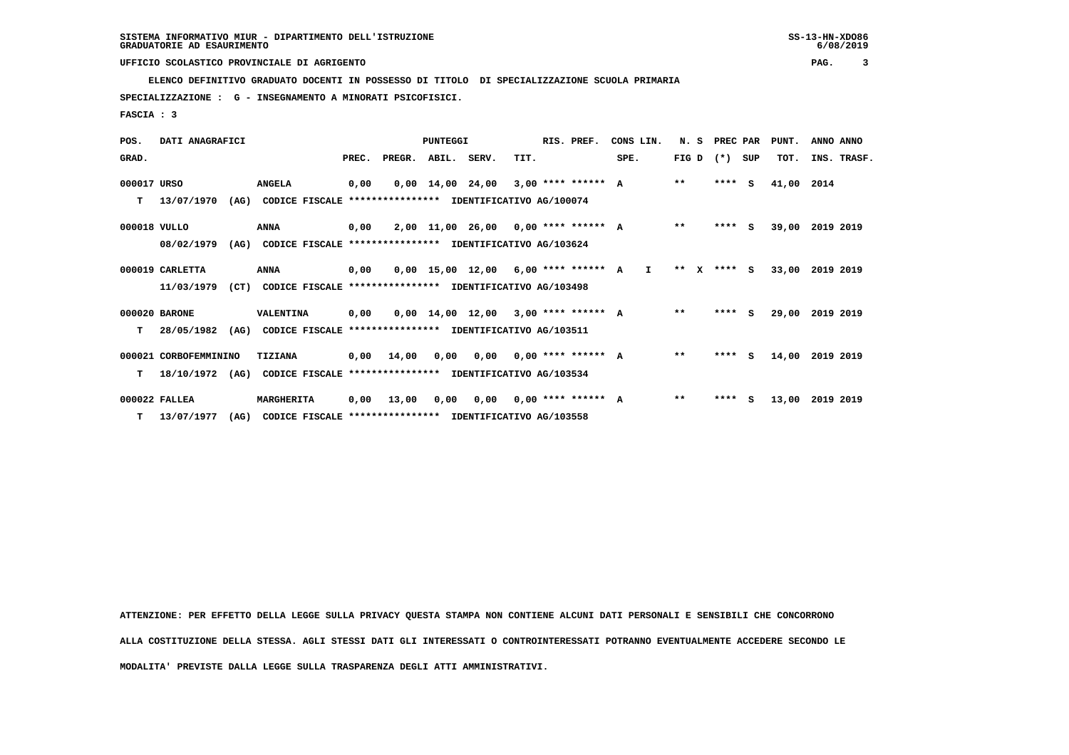SISTEMA INFORMATIVO MIUR - DIPARTIMENTO DELL'ISTRUZIONE
GRADUATORIE AD ESAURIMENTO

UFFICIO SCOLASTICO PROVINCIALE DI AGRIGENTO

ELENCO DEFINITIVO GRADUATO DOCENTI IN POSSESSO DI TITOLO DI SPECIALIZZAZIONE SCUOLA PRIMARIA

SPECIALIZZAZIONE : G - INSEGNAMENTO A MINORATI PSICOFISICI.

FASCIA : 3

| POS. GRAD. | DATI ANAGRAFICI | | PREC. | PREGR. | ABIL. | SERV. | TIT. | RIS. PREF. | CONS LIN. SPE. | N. S FIG D | PREC PAR (*) SUP | PUNT. TOT. | ANNO INS. | ANNO TRASF. |
|---|---|---|---|---|---|---|---|---|---|---|---|---|---|---|
| 000017 | URSO | ANGELA | 0,00 | 0,00 | 14,00 | 24,00 | 3,00 | **** ****** A | | ** | **** S | 41,00 | 2014 | |
| T | 13/07/1970 (AG) | CODICE FISCALE **************** IDENTIFICATIVO AG/100074 | | | | | | | | | | | | |
| 000018 | VULLO | ANNA | 0,00 | 2,00 | 11,00 | 26,00 | 0,00 | **** ****** A | | ** | **** S | 39,00 | 2019 | 2019 |
| | 08/02/1979 (AG) | CODICE FISCALE **************** IDENTIFICATIVO AG/103624 | | | | | | | | | | | | |
| 000019 | CARLETTA | ANNA | 0,00 | 0,00 | 15,00 | 12,00 | 6,00 | **** ****** A | I | ** X | **** S | 33,00 | 2019 | 2019 |
| | 11/03/1979 (CT) | CODICE FISCALE **************** IDENTIFICATIVO AG/103498 | | | | | | | | | | | | |
| 000020 | BARONE | VALENTINA | 0,00 | 0,00 | 14,00 | 12,00 | 3,00 | **** ****** A | | ** | **** S | 29,00 | 2019 | 2019 |
| T | 28/05/1982 (AG) | CODICE FISCALE **************** IDENTIFICATIVO AG/103511 | | | | | | | | | | | | |
| 000021 | CORBOFEMMININO | TIZIANA | 0,00 | 14,00 | 0,00 | 0,00 | 0,00 | **** ****** A | | ** | **** S | 14,00 | 2019 | 2019 |
| T | 18/10/1972 (AG) | CODICE FISCALE **************** IDENTIFICATIVO AG/103534 | | | | | | | | | | | | |
| 000022 | FALLEA | MARGHERITA | 0,00 | 13,00 | 0,00 | 0,00 | 0,00 | **** ****** A | | ** | **** S | 13,00 | 2019 | 2019 |
| T | 13/07/1977 (AG) | CODICE FISCALE **************** IDENTIFICATIVO AG/103558 | | | | | | | | | | | | |

ATTENZIONE: PER EFFETTO DELLA LEGGE SULLA PRIVACY QUESTA STAMPA NON CONTIENE ALCUNI DATI PERSONALI E SENSIBILI CHE CONCORRONO ALLA COSTITUZIONE DELLA STESSA. AGLI STESSI DATI GLI INTERESSATI O CONTROINTERESSATI POTRANNO EVENTUALMENTE ACCEDERE SECONDO LE MODALITA' PREVISTE DALLA LEGGE SULLA TRASPARENZA DEGLI ATTI AMMINISTRATIVI.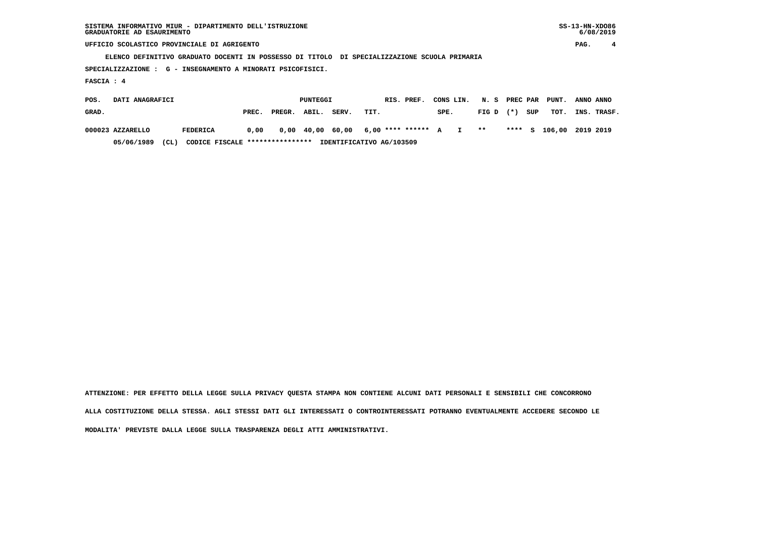SISTEMA INFORMATIVO MIUR - DIPARTIMENTO DELL'ISTRUZIONE
GRADUATORIE AD ESAURIMENTO

UFFICIO SCOLASTICO PROVINCIALE DI AGRIGENTO

ELENCO DEFINITIVO GRADUATO DOCENTI IN POSSESSO DI TITOLO DI SPECIALIZZAZIONE SCUOLA PRIMARIA

SPECIALIZZAZIONE : G - INSEGNAMENTO A MINORATI PSICOFISICI.

FASCIA : 4

| POS. GRAD. | DATI ANAGRAFICI | | PUNTEGGI PREC. | PREGR. | ABIL. | SERV. | TIT. | RIS. PREF. | | CONS SPE. | LIN. | N. S FIG D | PREC PAR (*) | SUP | PUNT. TOT. | ANNO INS. | ANNO TRASF. |
|---|---|---|---|---|---|---|---|---|---|---|---|---|---|---|---|---|---|
| 000023 | AZZARELLO | FEDERICA | 0,00 | 0,00 | 40,00 | 60,00 | 6,00 | **** | ****** | A | I | ** | **** | S | 106,00 | 2019 | 2019 |
| | 05/06/1989 (CL) | CODICE FISCALE **************** | IDENTIFICATIVO AG/103509 | | | | | | | | | | | | | | |

ATTENZIONE: PER EFFETTO DELLA LEGGE SULLA PRIVACY QUESTA STAMPA NON CONTIENE ALCUNI DATI PERSONALI E SENSIBILI CHE CONCORRONO ALLA COSTITUZIONE DELLA STESSA. AGLI STESSI DATI GLI INTERESSATI O CONTROINTERESSATI POTRANNO EVENTUALMENTE ACCEDERE SECONDO LE MODALITA' PREVISTE DALLA LEGGE SULLA TRASPARENZA DEGLI ATTI AMMINISTRATIVI.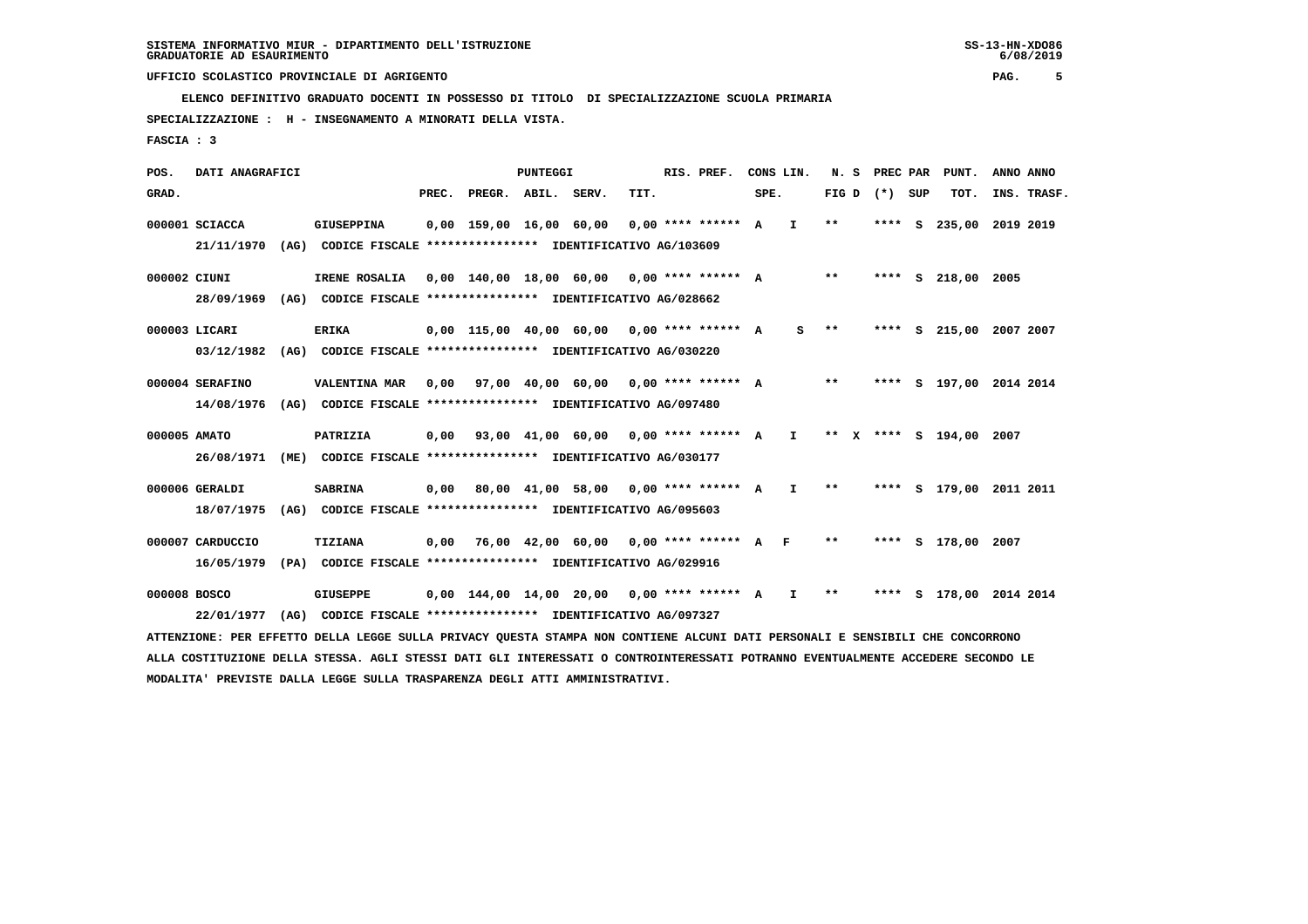SISTEMA INFORMATIVO MIUR - DIPARTIMENTO DELL'ISTRUZIONE
GRADUATORIE AD ESAURIMENTO

UFFICIO SCOLASTICO PROVINCIALE DI AGRIGENTO

ELENCO DEFINITIVO GRADUATO DOCENTI IN POSSESSO DI TITOLO DI SPECIALIZZAZIONE SCUOLA PRIMARIA

SPECIALIZZAZIONE : H - INSEGNAMENTO A MINORATI DELLA VISTA.

FASCIA : 3

| POS. GRAD. | DATI ANAGRAFICI | | PREC. | PREGR. | ABIL. | SERV. | TIT. | RIS. PREF. | CONS LIN. SPE. | | N. S FIG D | | PREC PAR (*) | SUP | PUNT. TOT. | ANNO INS. | ANNO TRASF. |
|---|---|---|---|---|---|---|---|---|---|---|---|---|---|---|---|---|---|
| 000001 | SCIACCA | GIUSEPPINA | 0,00 | 159,00 | 16,00 | 60,00 | 0,00 | **** ****** | A | I | ** | | **** | S | 235,00 | 2019 | 2019 |
| | 21/11/1970 (AG) CODICE FISCALE **************** IDENTIFICATIVO AG/103609 | | | | | | | | | | | | | | | | |
| 000002 | CIUNI | IRENE ROSALIA | 0,00 | 140,00 | 18,00 | 60,00 | 0,00 | **** ****** | A | | ** | | **** | S | 218,00 | 2005 | |
| | 28/09/1969 (AG) CODICE FISCALE **************** IDENTIFICATIVO AG/028662 | | | | | | | | | | | | | | | | |
| 000003 | LICARI | ERIKA | 0,00 | 115,00 | 40,00 | 60,00 | 0,00 | **** ****** | A | S | ** | | **** | S | 215,00 | 2007 | 2007 |
| | 03/12/1982 (AG) CODICE FISCALE **************** IDENTIFICATIVO AG/030220 | | | | | | | | | | | | | | | | |
| 000004 | SERAFINO | VALENTINA MAR | 0,00 | 97,00 | 40,00 | 60,00 | 0,00 | **** ****** | A | | ** | | **** | S | 197,00 | 2014 | 2014 |
| | 14/08/1976 (AG) CODICE FISCALE **************** IDENTIFICATIVO AG/097480 | | | | | | | | | | | | | | | | |
| 000005 | AMATO | PATRIZIA | 0,00 | 93,00 | 41,00 | 60,00 | 0,00 | **** ****** | A | I | ** | X | **** | S | 194,00 | 2007 | |
| | 26/08/1971 (ME) CODICE FISCALE **************** IDENTIFICATIVO AG/030177 | | | | | | | | | | | | | | | | |
| 000006 | GERALDI | SABRINA | 0,00 | 80,00 | 41,00 | 58,00 | 0,00 | **** ****** | A | I | ** | | **** | S | 179,00 | 2011 | 2011 |
| | 18/07/1975 (AG) CODICE FISCALE **************** IDENTIFICATIVO AG/095603 | | | | | | | | | | | | | | | | |
| 000007 | CARDUCCIO | TIZIANA | 0,00 | 76,00 | 42,00 | 60,00 | 0,00 | **** ****** | A | F | ** | | **** | S | 178,00 | 2007 | |
| | 16/05/1979 (PA) CODICE FISCALE **************** IDENTIFICATIVO AG/029916 | | | | | | | | | | | | | | | | |
| 000008 | BOSCO | GIUSEPPE | 0,00 | 144,00 | 14,00 | 20,00 | 0,00 | **** ****** | A | I | ** | | **** | S | 178,00 | 2014 | 2014 |
| | 22/01/1977 (AG) CODICE FISCALE **************** IDENTIFICATIVO AG/097327 | | | | | | | | | | | | | | | | |

ATTENZIONE: PER EFFETTO DELLA LEGGE SULLA PRIVACY QUESTA STAMPA NON CONTIENE ALCUNI DATI PERSONALI E SENSIBILI CHE CONCORRONO ALLA COSTITUZIONE DELLA STESSA. AGLI STESSI DATI GLI INTERESSATI O CONTROINTERESSATI POTRANNO EVENTUALMENTE ACCEDERE SECONDO LE MODALITA' PREVISTE DALLA LEGGE SULLA TRASPARENZA DEGLI ATTI AMMINISTRATIVI.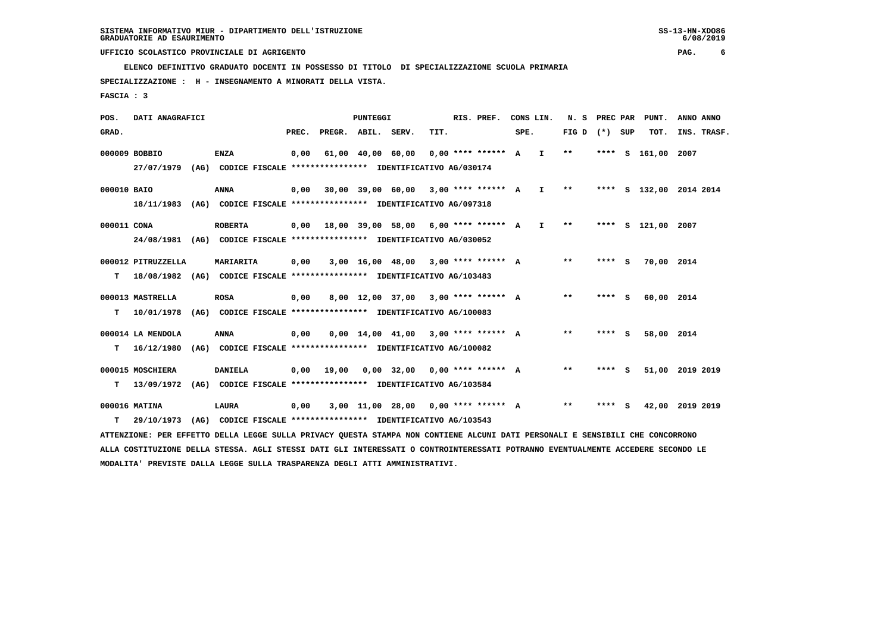SISTEMA INFORMATIVO MIUR - DIPARTIMENTO DELL'ISTRUZIONE
GRADUATORIE AD ESAURIMENTO

UFFICIO SCOLASTICO PROVINCIALE DI AGRIGENTO

ELENCO DEFINITIVO GRADUATO DOCENTI IN POSSESSO DI TITOLO DI SPECIALIZZAZIONE SCUOLA PRIMARIA

SPECIALIZZAZIONE : H - INSEGNAMENTO A MINORATI DELLA VISTA.

FASCIA : 3

| POS. GRAD. | DATI ANAGRAFICI | | PREC. | PREGR. | ABIL. | SERV. | TIT. | RIS. PREF. | CONS LIN. SPE. | | N. S FIG D | PREC PAR (*) | SUP | PUNT. TOT. | ANNO INS. | ANNO TRASF. |
|---|---|---|---|---|---|---|---|---|---|---|---|---|---|---|---|---|
| 000009 | BOBBIO | ENZA | 0,00 | 61,00 | 40,00 | 60,00 | 0,00 | **** ****** | A | I | ** | **** | S | 161,00 | 2007 | |
| | 27/07/1979 (AG) CODICE FISCALE **************** IDENTIFICATIVO AG/030174 | | | | | | | | | | | | | | | |
| 000010 | BAIO | ANNA | 0,00 | 30,00 | 39,00 | 60,00 | 3,00 | **** ****** | A | I | ** | **** | S | 132,00 | 2014 | 2014 |
| | 18/11/1983 (AG) CODICE FISCALE **************** IDENTIFICATIVO AG/097318 | | | | | | | | | | | | | | | |
| 000011 | CONA | ROBERTA | 0,00 | 18,00 | 39,00 | 58,00 | 6,00 | **** ****** | A | I | ** | **** | S | 121,00 | 2007 | |
| | 24/08/1981 (AG) CODICE FISCALE **************** IDENTIFICATIVO AG/030052 | | | | | | | | | | | | | | | |
| 000012 | PITRUZZELLA | MARIARITA | 0,00 | 3,00 | 16,00 | 48,00 | 3,00 | **** ****** | A | | ** | **** | S | 70,00 | 2014 | |
| T | 18/08/1982 (AG) CODICE FISCALE **************** IDENTIFICATIVO AG/103483 | | | | | | | | | | | | | | | |
| 000013 | MASTRELLA | ROSA | 0,00 | 8,00 | 12,00 | 37,00 | 3,00 | **** ****** | A | | ** | **** | S | 60,00 | 2014 | |
| T | 10/01/1978 (AG) CODICE FISCALE **************** IDENTIFICATIVO AG/100083 | | | | | | | | | | | | | | | |
| 000014 | LA MENDOLA | ANNA | 0,00 | 0,00 | 14,00 | 41,00 | 3,00 | **** ****** | A | | ** | **** | S | 58,00 | 2014 | |
| T | 16/12/1980 (AG) CODICE FISCALE **************** IDENTIFICATIVO AG/100082 | | | | | | | | | | | | | | | |
| 000015 | MOSCHIERA | DANIELA | 0,00 | 19,00 | 0,00 | 32,00 | 0,00 | **** ****** | A | | ** | **** | S | 51,00 | 2019 | 2019 |
| T | 13/09/1972 (AG) CODICE FISCALE **************** IDENTIFICATIVO AG/103584 | | | | | | | | | | | | | | | |
| 000016 | MATINA | LAURA | 0,00 | 3,00 | 11,00 | 28,00 | 0,00 | **** ****** | A | | ** | **** | S | 42,00 | 2019 | 2019 |
| T | 29/10/1973 (AG) CODICE FISCALE **************** IDENTIFICATIVO AG/103543 | | | | | | | | | | | | | | | |

ATTENZIONE: PER EFFETTO DELLA LEGGE SULLA PRIVACY QUESTA STAMPA NON CONTIENE ALCUNI DATI PERSONALI E SENSIBILI CHE CONCORRONO ALLA COSTITUZIONE DELLA STESSA. AGLI STESSI DATI GLI INTERESSATI O CONTROINTERESSATI POTRANNO EVENTUALMENTE ACCEDERE SECONDO LE MODALITA' PREVISTE DALLA LEGGE SULLA TRASPARENZA DEGLI ATTI AMMINISTRATIVI.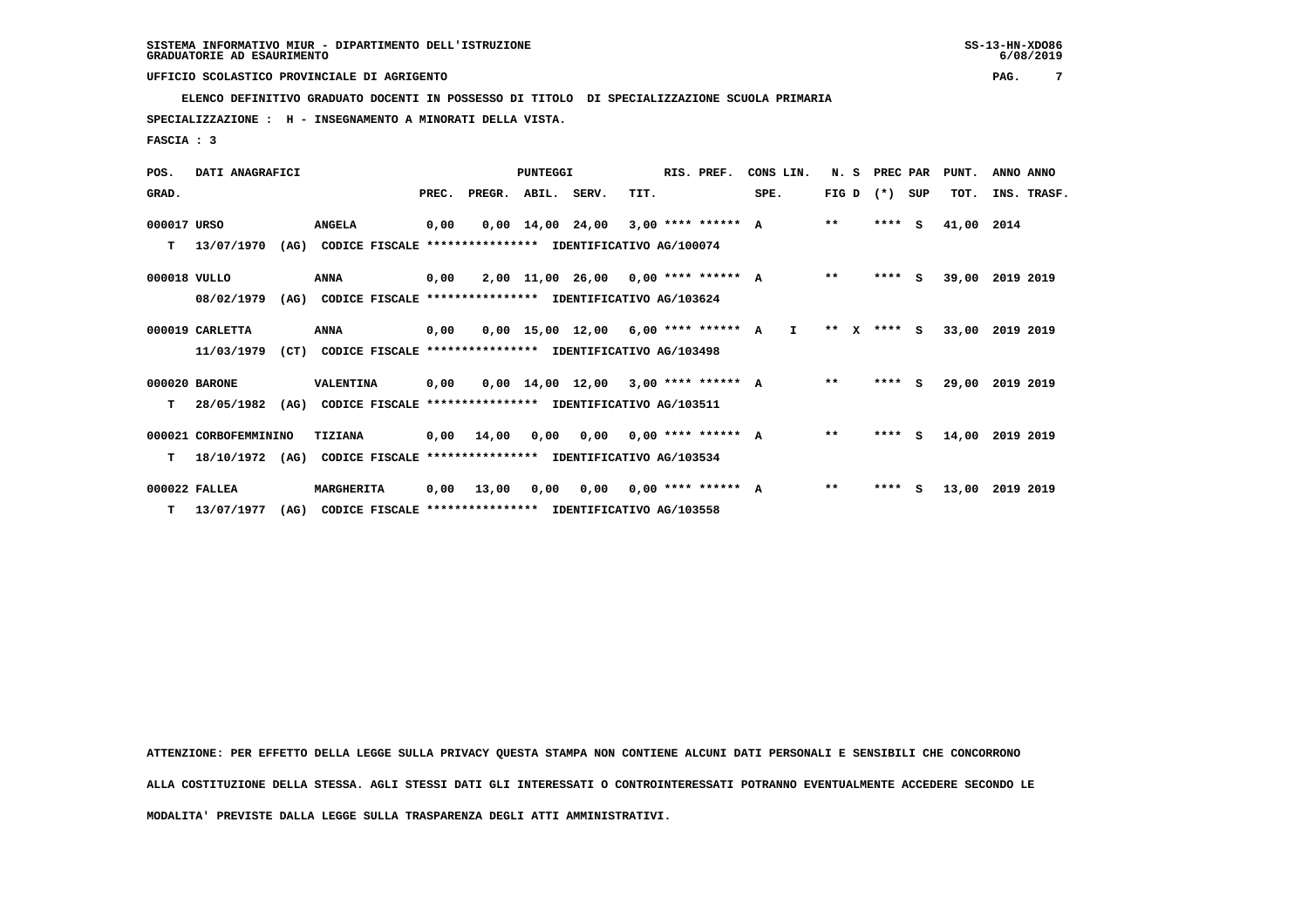SISTEMA INFORMATIVO MIUR - DIPARTIMENTO DELL'ISTRUZIONE
GRADUATORIE AD ESAURIMENTO

UFFICIO SCOLASTICO PROVINCIALE DI AGRIGENTO

ELENCO DEFINITIVO GRADUATO DOCENTI IN POSSESSO DI TITOLO DI SPECIALIZZAZIONE SCUOLA PRIMARIA

SPECIALIZZAZIONE : H - INSEGNAMENTO A MINORATI DELLA VISTA.

FASCIA : 3

| POS. GRAD. | DATI ANAGRAFICI | | PREC. | PREGR. | ABIL. | SERV. | TIT. | RIS. PREF. | CONS LIN. SPE. | N. S FIG D | PREC PAR (*) SUP | PUNT. TOT. | ANNO INS. | ANNO TRASF. |
|---|---|---|---|---|---|---|---|---|---|---|---|---|---|---|
| 000017 | URSO | ANGELA | 0,00 | 0,00 | 14,00 | 24,00 | 3,00 | **** ****** A | | ** | **** S | 41,00 | 2014 | |
| T | 13/07/1970 (AG) CODICE FISCALE **************** IDENTIFICATIVO AG/100074 | | | | | | | | | | | | | |
| 000018 | VULLO | ANNA | 0,00 | 2,00 | 11,00 | 26,00 | 0,00 | **** ****** A | | ** | **** S | 39,00 | 2019 | 2019 |
| | 08/02/1979 (AG) CODICE FISCALE **************** IDENTIFICATIVO AG/103624 | | | | | | | | | | | | | |
| 000019 | CARLETTA | ANNA | 0,00 | 0,00 | 15,00 | 12,00 | 6,00 | **** ****** A | I | ** X | **** S | 33,00 | 2019 | 2019 |
| | 11/03/1979 (CT) CODICE FISCALE **************** IDENTIFICATIVO AG/103498 | | | | | | | | | | | | | |
| 000020 | BARONE | VALENTINA | 0,00 | 0,00 | 14,00 | 12,00 | 3,00 | **** ****** A | | ** | **** S | 29,00 | 2019 | 2019 |
| T | 28/05/1982 (AG) CODICE FISCALE **************** IDENTIFICATIVO AG/103511 | | | | | | | | | | | | | |
| 000021 | CORBOFEMMININO | TIZIANA | 0,00 | 14,00 | 0,00 | 0,00 | 0,00 | **** ****** A | | ** | **** S | 14,00 | 2019 | 2019 |
| T | 18/10/1972 (AG) CODICE FISCALE **************** IDENTIFICATIVO AG/103534 | | | | | | | | | | | | | |
| 000022 | FALLEA | MARGHERITA | 0,00 | 13,00 | 0,00 | 0,00 | 0,00 | **** ****** A | | ** | **** S | 13,00 | 2019 | 2019 |
| T | 13/07/1977 (AG) CODICE FISCALE **************** IDENTIFICATIVO AG/103558 | | | | | | | | | | | | | |

ATTENZIONE: PER EFFETTO DELLA LEGGE SULLA PRIVACY QUESTA STAMPA NON CONTIENE ALCUNI DATI PERSONALI E SENSIBILI CHE CONCORRONO ALLA COSTITUZIONE DELLA STESSA. AGLI STESSI DATI GLI INTERESSATI O CONTROINTERESSATI POTRANNO EVENTUALMENTE ACCEDERE SECONDO LE MODALITA' PREVISTE DALLA LEGGE SULLA TRASPARENZA DEGLI ATTI AMMINISTRATIVI.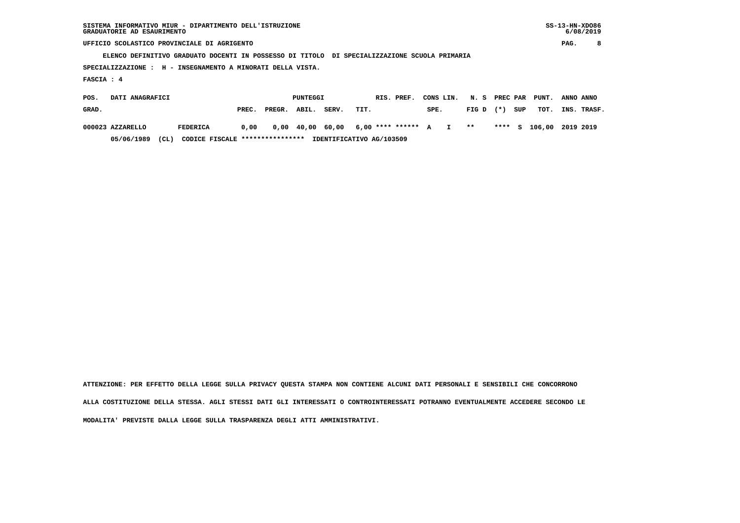SISTEMA INFORMATIVO MIUR - DIPARTIMENTO DELL'ISTRUZIONE
GRADUATORIE AD ESAURIMENTO

UFFICIO SCOLASTICO PROVINCIALE DI AGRIGENTO

ELENCO DEFINITIVO GRADUATO DOCENTI IN POSSESSO DI TITOLO DI SPECIALIZZAZIONE SCUOLA PRIMARIA

SPECIALIZZAZIONE : H - INSEGNAMENTO A MINORATI DELLA VISTA.

FASCIA : 4

| POS. GRAD. | DATI ANAGRAFICI | | PREC. | PREGR. | ABIL. | SERV. | TIT. | RIS. PREF. | CONS SPE. | LIN. | N. S FIG D | PREC (*) | PAR SUP | PUNT. TOT. | ANNO INS. | ANNO TRASF. |
|---|---|---|---|---|---|---|---|---|---|---|---|---|---|---|---|---|
| 000023 | AZZARELLO | FEDERICA | 0,00 | 0,00 | 40,00 | 60,00 | 6,00 | **** ****** | A | I | ** | **** | S | 106,00 | 2019 | 2019 |
| | 05/06/1989 (CL) | CODICE FISCALE **************** | IDENTIFICATIVO AG/103509 | | | | | | | | | | | | | |

ATTENZIONE: PER EFFETTO DELLA LEGGE SULLA PRIVACY QUESTA STAMPA NON CONTIENE ALCUNI DATI PERSONALI E SENSIBILI CHE CONCORRONO ALLA COSTITUZIONE DELLA STESSA. AGLI STESSI DATI GLI INTERESSATI O CONTROINTERESSATI POTRANNO EVENTUALMENTE ACCEDERE SECONDO LE MODALITA' PREVISTE DALLA LEGGE SULLA TRASPARENZA DEGLI ATTI AMMINISTRATIVI.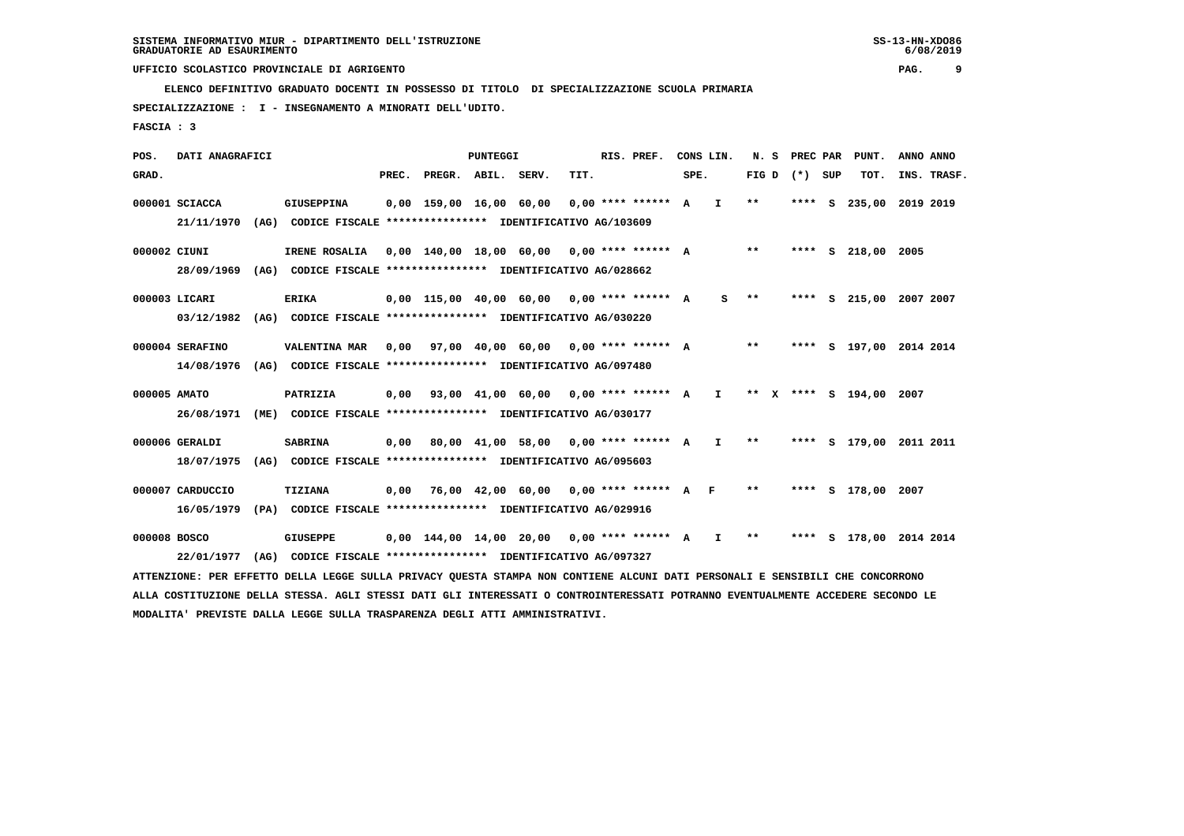SISTEMA INFORMATIVO MIUR - DIPARTIMENTO DELL'ISTRUZIONE
GRADUATORIE AD ESAURIMENTO

UFFICIO SCOLASTICO PROVINCIALE DI AGRIGENTO

ELENCO DEFINITIVO GRADUATO DOCENTI IN POSSESSO DI TITOLO DI SPECIALIZZAZIONE SCUOLA PRIMARIA

SPECIALIZZAZIONE : I - INSEGNAMENTO A MINORATI DELL'UDITO.

FASCIA : 3

| POS. GRAD. | DATI ANAGRAFICI | | PREC. | PREGR. | ABIL. | SERV. | TIT. | RIS. PREF. | CONS LIN. SPE. | | N. S FIG D | PREC PAR (*) | SUP | PUNT. TOT. | ANNO INS. | ANNO TRASF. |
|---|---|---|---|---|---|---|---|---|---|---|---|---|---|---|---|---|
| 000001 | SCIACCA | GIUSEPPINA | 0,00 | 159,00 | 16,00 | 60,00 | 0,00 | **** ****** | A | I | ** | **** | S | 235,00 | 2019 | 2019 |
| | 21/11/1970 (AG) CODICE FISCALE **************** IDENTIFICATIVO AG/103609 | | | | | | | | | | | | | | | |
| 000002 | CIUNI | IRENE ROSALIA | 0,00 | 140,00 | 18,00 | 60,00 | 0,00 | **** ****** | A | | ** | **** | S | 218,00 | 2005 | |
| | 28/09/1969 (AG) CODICE FISCALE **************** IDENTIFICATIVO AG/028662 | | | | | | | | | | | | | | | |
| 000003 | LICARI | ERIKA | 0,00 | 115,00 | 40,00 | 60,00 | 0,00 | **** ****** | A | S | ** | **** | S | 215,00 | 2007 | 2007 |
| | 03/12/1982 (AG) CODICE FISCALE **************** IDENTIFICATIVO AG/030220 | | | | | | | | | | | | | | | |
| 000004 | SERAFINO | VALENTINA MAR | 0,00 | 97,00 | 40,00 | 60,00 | 0,00 | **** ****** | A | | ** | **** | S | 197,00 | 2014 | 2014 |
| | 14/08/1976 (AG) CODICE FISCALE **************** IDENTIFICATIVO AG/097480 | | | | | | | | | | | | | | | |
| 000005 | AMATO | PATRIZIA | 0,00 | 93,00 | 41,00 | 60,00 | 0,00 | **** ****** | A | I | ** X | **** | S | 194,00 | 2007 | |
| | 26/08/1971 (ME) CODICE FISCALE **************** IDENTIFICATIVO AG/030177 | | | | | | | | | | | | | | | |
| 000006 | GERALDI | SABRINA | 0,00 | 80,00 | 41,00 | 58,00 | 0,00 | **** ****** | A | I | ** | **** | S | 179,00 | 2011 | 2011 |
| | 18/07/1975 (AG) CODICE FISCALE **************** IDENTIFICATIVO AG/095603 | | | | | | | | | | | | | | | |
| 000007 | CARDUCCIO | TIZIANA | 0,00 | 76,00 | 42,00 | 60,00 | 0,00 | **** ****** | A | F | ** | **** | S | 178,00 | 2007 | |
| | 16/05/1979 (PA) CODICE FISCALE **************** IDENTIFICATIVO AG/029916 | | | | | | | | | | | | | | | |
| 000008 | BOSCO | GIUSEPPE | 0,00 | 144,00 | 14,00 | 20,00 | 0,00 | **** ****** | A | I | ** | **** | S | 178,00 | 2014 | 2014 |
| | 22/01/1977 (AG) CODICE FISCALE **************** IDENTIFICATIVO AG/097327 | | | | | | | | | | | | | | | |

ATTENZIONE: PER EFFETTO DELLA LEGGE SULLA PRIVACY QUESTA STAMPA NON CONTIENE ALCUNI DATI PERSONALI E SENSIBILI CHE CONCORRONO ALLA COSTITUZIONE DELLA STESSA. AGLI STESSI DATI GLI INTERESSATI O CONTROINTERESSATI POTRANNO EVENTUALMENTE ACCEDERE SECONDO LE MODALITA' PREVISTE DALLA LEGGE SULLA TRASPARENZA DEGLI ATTI AMMINISTRATIVI.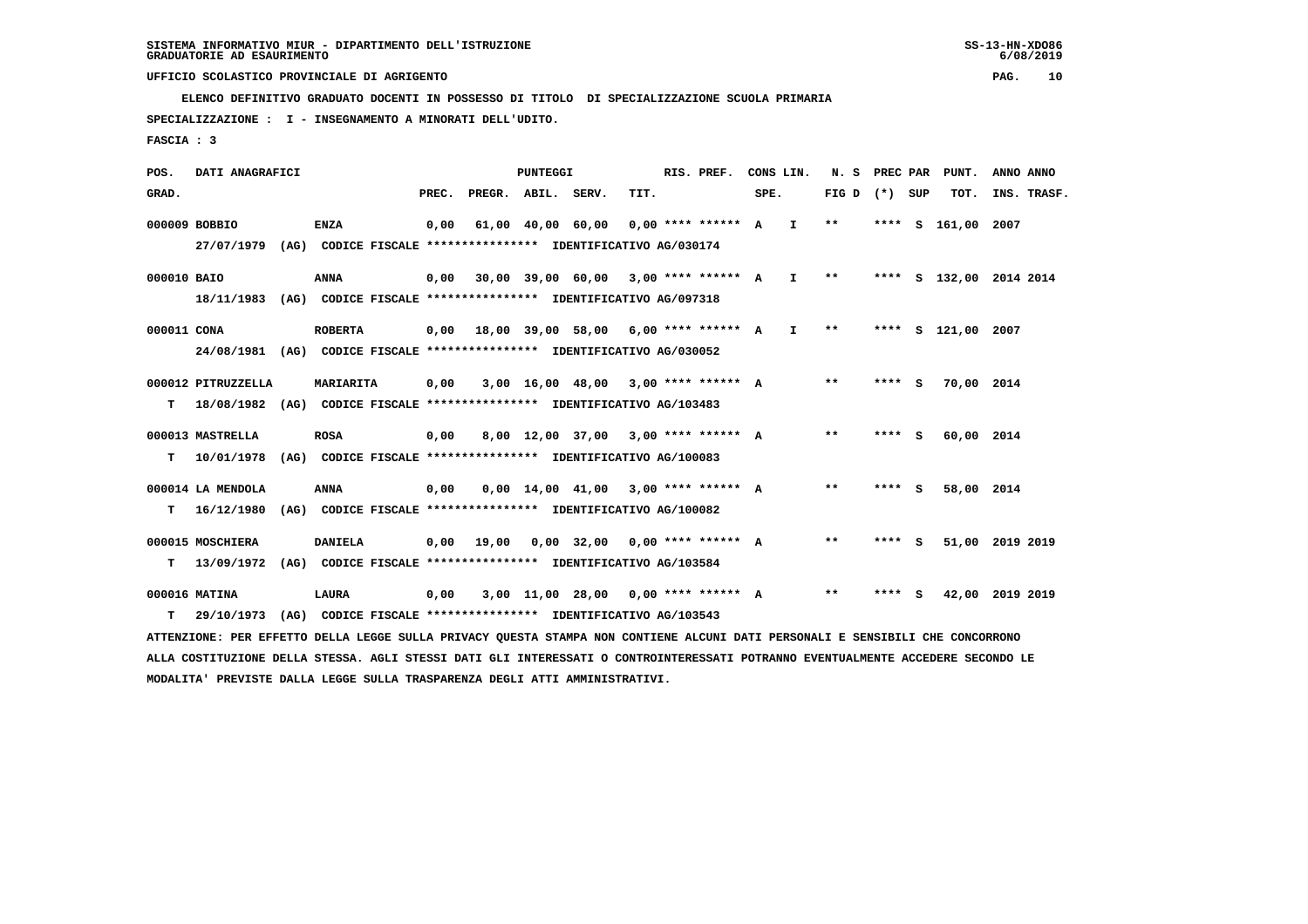SISTEMA INFORMATIVO MIUR - DIPARTIMENTO DELL'ISTRUZIONE
GRADUATORIE AD ESAURIMENTO

UFFICIO SCOLASTICO PROVINCIALE DI AGRIGENTO

ELENCO DEFINITIVO GRADUATO DOCENTI IN POSSESSO DI TITOLO DI SPECIALIZZAZIONE SCUOLA PRIMARIA

SPECIALIZZAZIONE : I - INSEGNAMENTO A MINORATI DELL'UDITO.

FASCIA : 3

| POS. GRAD. | DATI ANAGRAFICI | | PREC. | PREGR. | ABIL. | SERV. | TIT. | RIS. PREF. | CONS LIN. SPE. | | N. S FIG D | PREC PAR (*) SUP | | PUNT. TOT. | ANNO INS. | ANNO TRASF. |
|---|---|---|---|---|---|---|---|---|---|---|---|---|---|---|---|---|
| 000009 BOBBIO | ENZA | | 0,00 | 61,00 | 40,00 | 60,00 | 0,00 | **** ****** | A | I | ** | **** | S | 161,00 | 2007 | |
| | 27/07/1979 (AG) CODICE FISCALE **************** IDENTIFICATIVO AG/030174 | | | | | | | | | | | | | | | |
| 000010 BAIO | ANNA | | 0,00 | 30,00 | 39,00 | 60,00 | 3,00 | **** ****** | A | I | ** | **** | S | 132,00 | 2014 | 2014 |
| | 18/11/1983 (AG) CODICE FISCALE **************** IDENTIFICATIVO AG/097318 | | | | | | | | | | | | | | | |
| 000011 CONA | ROBERTA | | 0,00 | 18,00 | 39,00 | 58,00 | 6,00 | **** ****** | A | I | ** | **** | S | 121,00 | 2007 | |
| | 24/08/1981 (AG) CODICE FISCALE **************** IDENTIFICATIVO AG/030052 | | | | | | | | | | | | | | | |
| 000012 PITRUZZELLA | MARIARITA | | 0,00 | 3,00 | 16,00 | 48,00 | 3,00 | **** ****** | A | | ** | **** | S | 70,00 | 2014 | |
| T | 18/08/1982 (AG) CODICE FISCALE **************** IDENTIFICATIVO AG/103483 | | | | | | | | | | | | | | | |
| 000013 MASTRELLA | ROSA | | 0,00 | 8,00 | 12,00 | 37,00 | 3,00 | **** ****** | A | | ** | **** | S | 60,00 | 2014 | |
| T | 10/01/1978 (AG) CODICE FISCALE **************** IDENTIFICATIVO AG/100083 | | | | | | | | | | | | | | | |
| 000014 LA MENDOLA | ANNA | | 0,00 | 0,00 | 14,00 | 41,00 | 3,00 | **** ****** | A | | ** | **** | S | 58,00 | 2014 | |
| T | 16/12/1980 (AG) CODICE FISCALE **************** IDENTIFICATIVO AG/100082 | | | | | | | | | | | | | | | |
| 000015 MOSCHIERA | DANIELA | | 0,00 | 19,00 | 0,00 | 32,00 | 0,00 | **** ****** | A | | ** | **** | S | 51,00 | 2019 | 2019 |
| T | 13/09/1972 (AG) CODICE FISCALE **************** IDENTIFICATIVO AG/103584 | | | | | | | | | | | | | | | |
| 000016 MATINA | LAURA | | 0,00 | 3,00 | 11,00 | 28,00 | 0,00 | **** ****** | A | | ** | **** | S | 42,00 | 2019 | 2019 |
| T | 29/10/1973 (AG) CODICE FISCALE **************** IDENTIFICATIVO AG/103543 | | | | | | | | | | | | | | | |

ATTENZIONE: PER EFFETTO DELLA LEGGE SULLA PRIVACY QUESTA STAMPA NON CONTIENE ALCUNI DATI PERSONALI E SENSIBILI CHE CONCORRONO ALLA COSTITUZIONE DELLA STESSA. AGLI STESSI DATI GLI INTERESSATI O CONTROINTERESSATI POTRANNO EVENTUALMENTE ACCEDERE SECONDO LE MODALITA' PREVISTE DALLA LEGGE SULLA TRASPARENZA DEGLI ATTI AMMINISTRATIVI.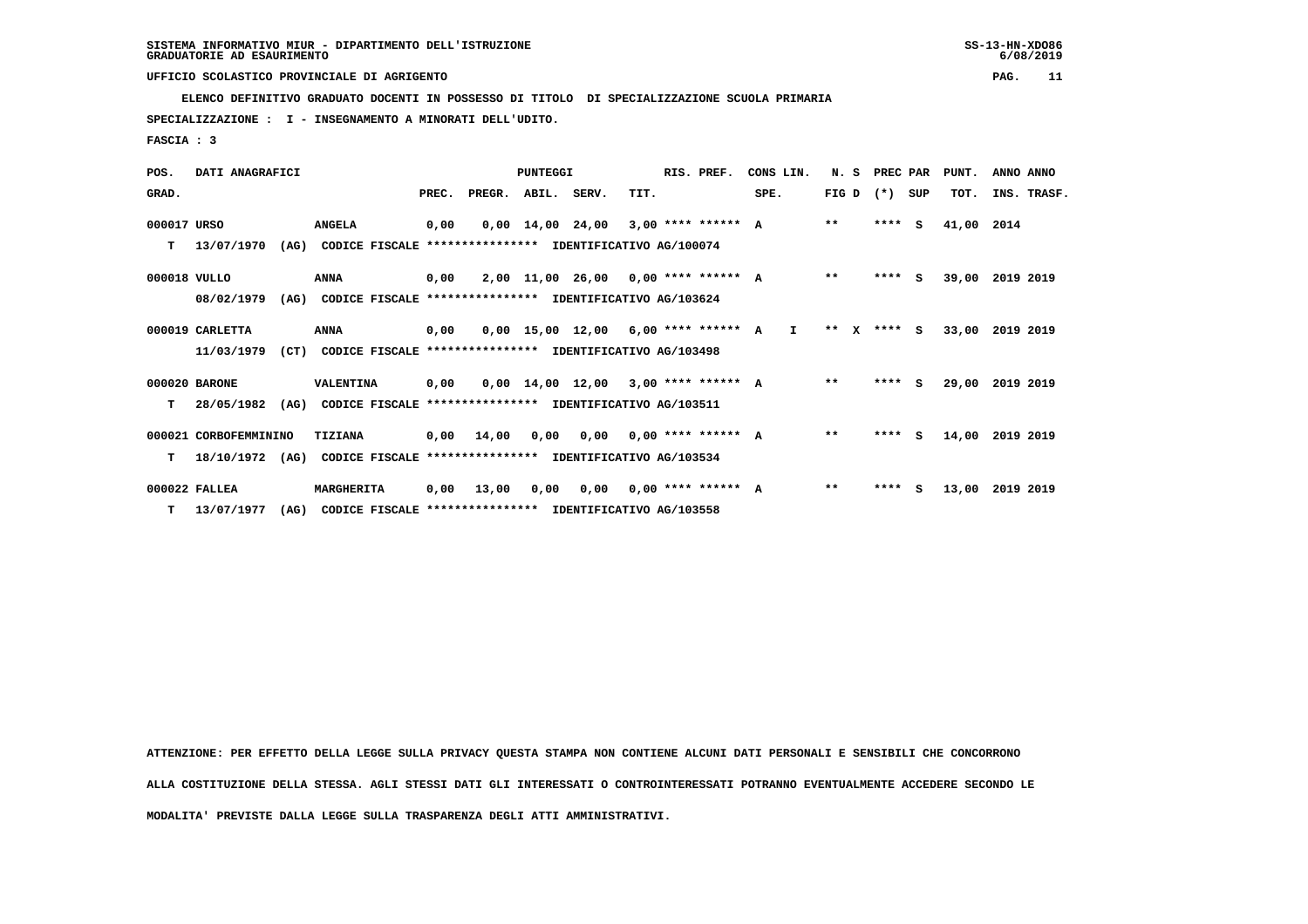SISTEMA INFORMATIVO MIUR - DIPARTIMENTO DELL'ISTRUZIONE
GRADUATORIE AD ESAURIMENTO

UFFICIO SCOLASTICO PROVINCIALE DI AGRIGENTO

ELENCO DEFINITIVO GRADUATO DOCENTI IN POSSESSO DI TITOLO DI SPECIALIZZAZIONE SCUOLA PRIMARIA

SPECIALIZZAZIONE : I - INSEGNAMENTO A MINORATI DELL'UDITO.

FASCIA : 3

| POS. GRAD. | DATI ANAGRAFICI | | PUNTEGGI PREC. | PREGR. | ABIL. | SERV. | TIT. | RIS. PREF. | CONS LIN. SPE. | N. S FIG D | PREC PAR (*) SUP | PUNT. TOT. | ANNO ANNO INS. TRASF. |
|---|---|---|---|---|---|---|---|---|---|---|---|---|---|
| 000017 | URSO | ANGELA | 0,00 | 0,00 | 14,00 | 24,00 | 3,00 | **** ****** A | | ** | **** S | 41,00 | 2014 |
| T | 13/07/1970 (AG) | CODICE FISCALE **************** IDENTIFICATIVO AG/100074 | | | | | | | | | | | |
| 000018 | VULLO | ANNA | 0,00 | 2,00 | 11,00 | 26,00 | 0,00 | **** ****** A | | ** | **** S | 39,00 | 2019 2019 |
| | 08/02/1979 (AG) | CODICE FISCALE **************** IDENTIFICATIVO AG/103624 | | | | | | | | | | | |
| 000019 | CARLETTA | ANNA | 0,00 | 0,00 | 15,00 | 12,00 | 6,00 | **** ****** A | I | ** X | **** S | 33,00 | 2019 2019 |
| | 11/03/1979 (CT) | CODICE FISCALE **************** IDENTIFICATIVO AG/103498 | | | | | | | | | | | |
| 000020 | BARONE | VALENTINA | 0,00 | 0,00 | 14,00 | 12,00 | 3,00 | **** ****** A | | ** | **** S | 29,00 | 2019 2019 |
| T | 28/05/1982 (AG) | CODICE FISCALE **************** IDENTIFICATIVO AG/103511 | | | | | | | | | | | |
| 000021 | CORBOFEMMININO | TIZIANA | 0,00 | 14,00 | 0,00 | 0,00 | 0,00 | **** ****** A | | ** | **** S | 14,00 | 2019 2019 |
| T | 18/10/1972 (AG) | CODICE FISCALE **************** IDENTIFICATIVO AG/103534 | | | | | | | | | | | |
| 000022 | FALLEA | MARGHERITA | 0,00 | 13,00 | 0,00 | 0,00 | 0,00 | **** ****** A | | ** | **** S | 13,00 | 2019 2019 |
| T | 13/07/1977 (AG) | CODICE FISCALE **************** IDENTIFICATIVO AG/103558 | | | | | | | | | | | |

ATTENZIONE: PER EFFETTO DELLA LEGGE SULLA PRIVACY QUESTA STAMPA NON CONTIENE ALCUNI DATI PERSONALI E SENSIBILI CHE CONCORRONO ALLA COSTITUZIONE DELLA STESSA. AGLI STESSI DATI GLI INTERESSATI O CONTROINTERESSATI POTRANNO EVENTUALMENTE ACCEDERE SECONDO LE MODALITA' PREVISTE DALLA LEGGE SULLA TRASPARENZA DEGLI ATTI AMMINISTRATIVI.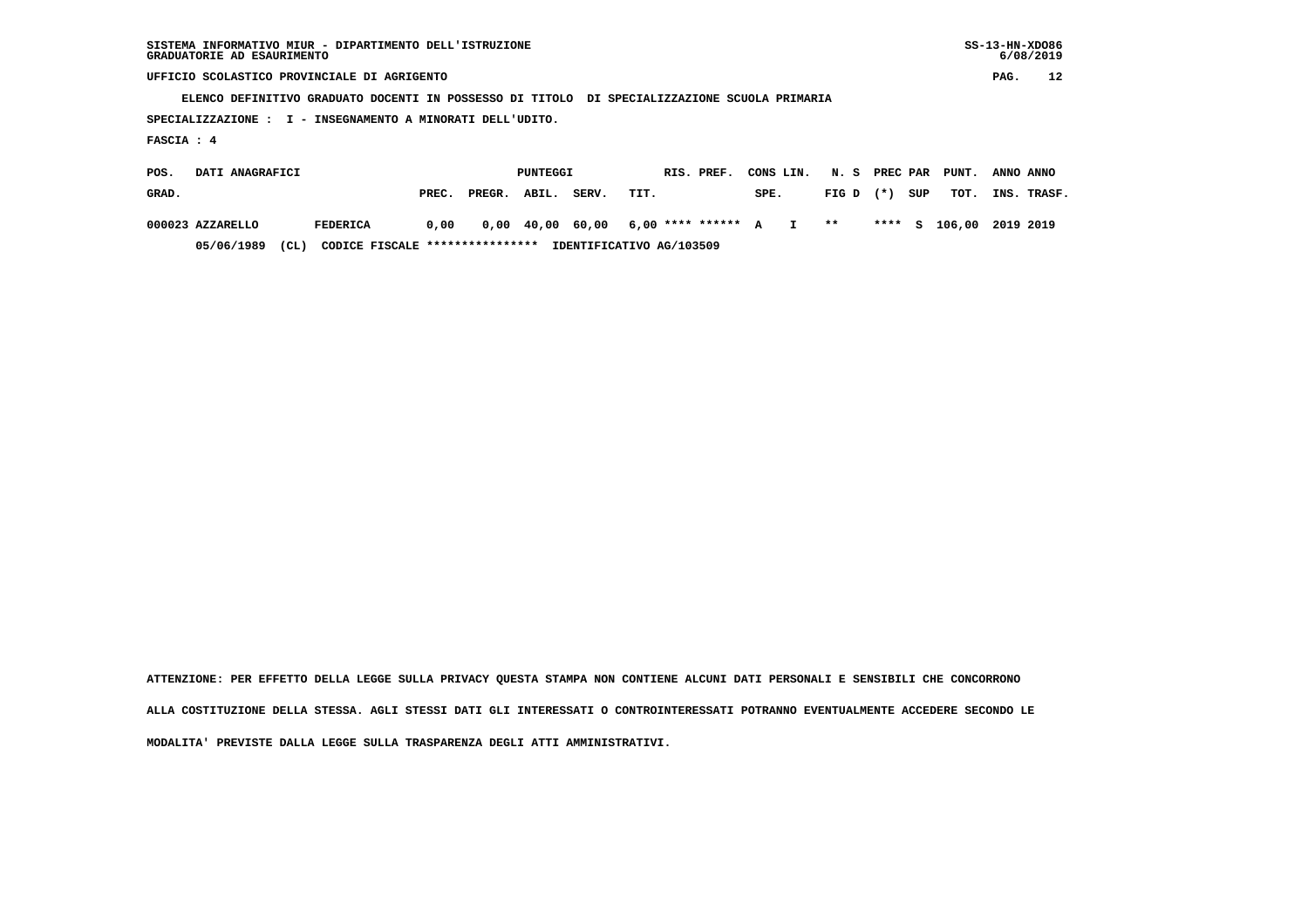SISTEMA INFORMATIVO MIUR - DIPARTIMENTO DELL'ISTRUZIONE
GRADUATORIE AD ESAURIMENTO

UFFICIO SCOLASTICO PROVINCIALE DI AGRIGENTO

ELENCO DEFINITIVO GRADUATO DOCENTI IN POSSESSO DI TITOLO DI SPECIALIZZAZIONE SCUOLA PRIMARIA

SPECIALIZZAZIONE : I - INSEGNAMENTO A MINORATI DELL'UDITO.

FASCIA : 4

| POS. GRAD. | DATI ANAGRAFICI | | PUNTEGGI PREC. | PREGR. | ABIL. | SERV. | TIT. | RIS. PREF. | CONS SPE. | LIN. | N. S FIG D | PREC PAR (*) | SUP | PUNT. TOT. | ANNO INS. | ANNO TRASF. |
|---|---|---|---|---|---|---|---|---|---|---|---|---|---|---|---|---|
| 000023 | AZZARELLO | FEDERICA | 0,00 | 0,00 | 40,00 | 60,00 | 6,00 | **** ****** | A | I | ** | **** | S | 106,00 | 2019 | 2019 |
| | 05/06/1989 (CL) | CODICE FISCALE **************** | IDENTIFICATIVO AG/103509 | | | | | | | | | | | | | |

ATTENZIONE: PER EFFETTO DELLA LEGGE SULLA PRIVACY QUESTA STAMPA NON CONTIENE ALCUNI DATI PERSONALI E SENSIBILI CHE CONCORRONO ALLA COSTITUZIONE DELLA STESSA. AGLI STESSI DATI GLI INTERESSATI O CONTROINTERESSATI POTRANNO EVENTUALMENTE ACCEDERE SECONDO LE MODALITA' PREVISTE DALLA LEGGE SULLA TRASPARENZA DEGLI ATTI AMMINISTRATIVI.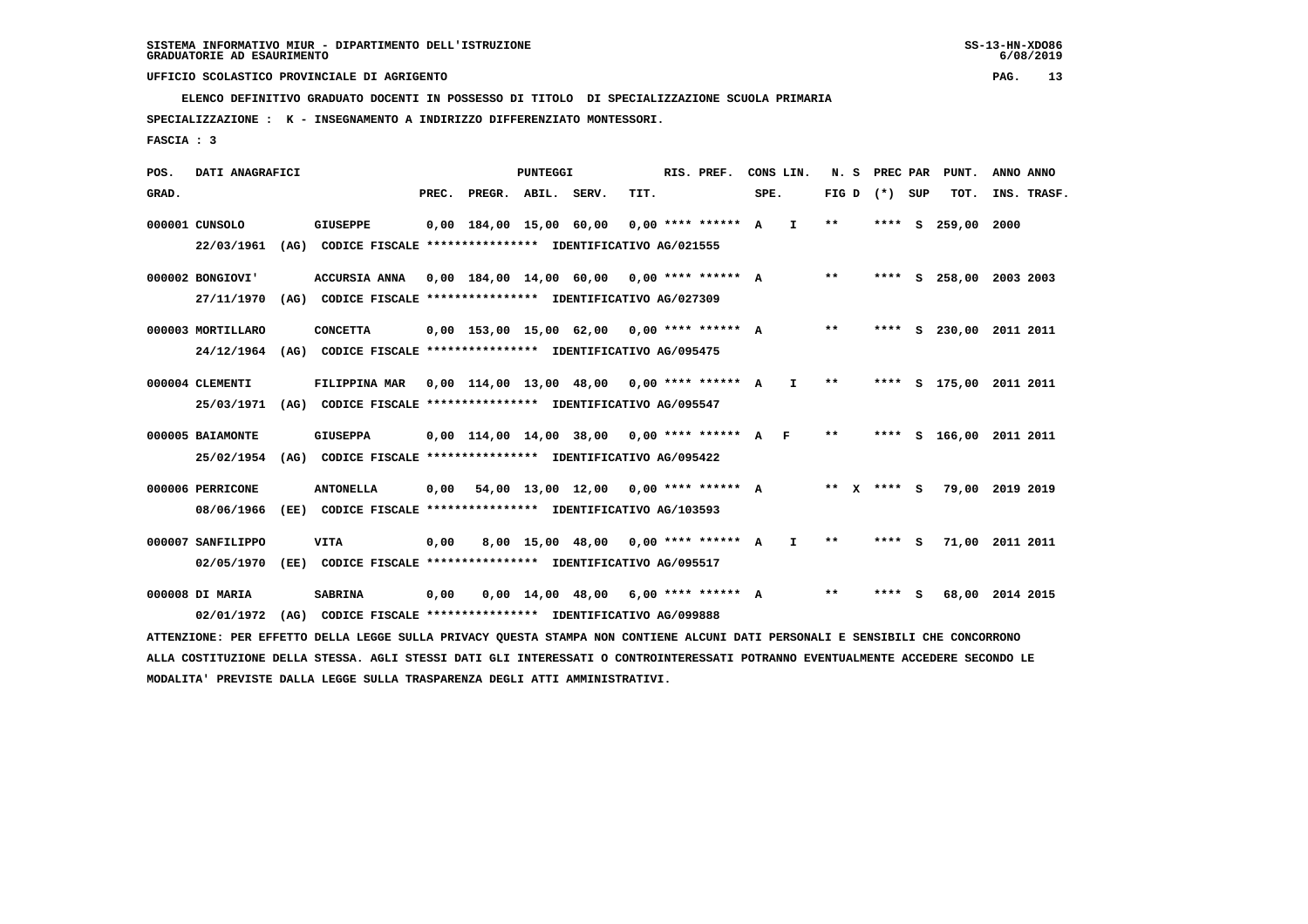SISTEMA INFORMATIVO MIUR - DIPARTIMENTO DELL'ISTRUZIONE
GRADUATORIE AD ESAURIMENTO

UFFICIO SCOLASTICO PROVINCIALE DI AGRIGENTO

**ELENCO DEFINITIVO GRADUATO DOCENTI IN POSSESSO DI TITOLO DI SPECIALIZZAZIONE SCUOLA PRIMARIA**

**SPECIALIZZAZIONE : K - INSEGNAMENTO A INDIRIZZO DIFFERENZIATO MONTESSORI.**

**FASCIA : 3**

| POS. GRAD. | DATI ANAGRAFICI | | PREC. | PREGR. | ABIL. | SERV. | TIT. | RIS. PREF. | CONS LIN. SPE. | | N. S FIG D | PREC PAR (*) SUP | | PUNT. TOT. | ANNO INS. | ANNO TRASF. |
|---|---|---|---|---|---|---|---|---|---|---|---|---|---|---|---|---|
| 000001 | CUNSOLO | GIUSEPPE | 0,00 | 184,00 | 15,00 | 60,00 | 0,00 | **** ****** | A | I | ** | **** | S | 259,00 | 2000 | |
| | 22/03/1961 (AG) CODICE FISCALE **************** IDENTIFICATIVO AG/021555 | | | | | | | | | | | | | | | |
| 000002 | BONGIOVI' | ACCURSIA ANNA | 0,00 | 184,00 | 14,00 | 60,00 | 0,00 | **** ****** | A | | ** | **** | S | 258,00 | 2003 | 2003 |
| | 27/11/1970 (AG) CODICE FISCALE **************** IDENTIFICATIVO AG/027309 | | | | | | | | | | | | | | | |
| 000003 | MORTILLARO | CONCETTA | 0,00 | 153,00 | 15,00 | 62,00 | 0,00 | **** ****** | A | | ** | **** | S | 230,00 | 2011 | 2011 |
| | 24/12/1964 (AG) CODICE FISCALE **************** IDENTIFICATIVO AG/095475 | | | | | | | | | | | | | | | |
| 000004 | CLEMENTI | FILIPPINA MAR | 0,00 | 114,00 | 13,00 | 48,00 | 0,00 | **** ****** | A | I | ** | **** | S | 175,00 | 2011 | 2011 |
| | 25/03/1971 (AG) CODICE FISCALE **************** IDENTIFICATIVO AG/095547 | | | | | | | | | | | | | | | |
| 000005 | BAIAMONTE | GIUSEPPA | 0,00 | 114,00 | 14,00 | 38,00 | 0,00 | **** ****** | A | F | ** | **** | S | 166,00 | 2011 | 2011 |
| | 25/02/1954 (AG) CODICE FISCALE **************** IDENTIFICATIVO AG/095422 | | | | | | | | | | | | | | | |
| 000006 | PERRICONE | ANTONELLA | 0,00 | 54,00 | 13,00 | 12,00 | 0,00 | **** ****** | A | | ** X | **** | S | 79,00 | 2019 | 2019 |
| | 08/06/1966 (EE) CODICE FISCALE **************** IDENTIFICATIVO AG/103593 | | | | | | | | | | | | | | | |
| 000007 | SANFILIPPO | VITA | 0,00 | 8,00 | 15,00 | 48,00 | 0,00 | **** ****** | A | I | ** | **** | S | 71,00 | 2011 | 2011 |
| | 02/05/1970 (EE) CODICE FISCALE **************** IDENTIFICATIVO AG/095517 | | | | | | | | | | | | | | | |
| 000008 | DI MARIA | SABRINA | 0,00 | 0,00 | 14,00 | 48,00 | 6,00 | **** ****** | A | | ** | **** | S | 68,00 | 2014 | 2015 |
| | 02/01/1972 (AG) CODICE FISCALE **************** IDENTIFICATIVO AG/099888 | | | | | | | | | | | | | | | |

ATTENZIONE: PER EFFETTO DELLA LEGGE SULLA PRIVACY QUESTA STAMPA NON CONTIENE ALCUNI DATI PERSONALI E SENSIBILI CHE CONCORRONO ALLA COSTITUZIONE DELLA STESSA. AGLI STESSI DATI GLI INTERESSATI O CONTROINTERESSATI POTRANNO EVENTUALMENTE ACCEDERE SECONDO LE MODALITA' PREVISTE DALLA LEGGE SULLA TRASPARENZA DEGLI ATTI AMMINISTRATIVI.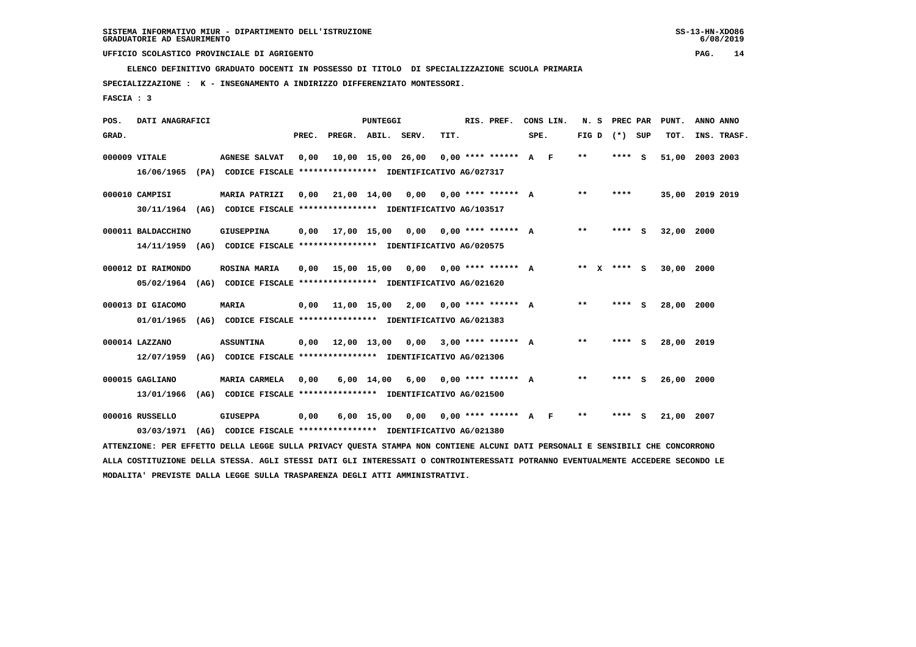SISTEMA INFORMATIVO MIUR - DIPARTIMENTO DELL'ISTRUZIONE
GRADUATORIE AD ESAURIMENTO

UFFICIO SCOLASTICO PROVINCIALE DI AGRIGENTO

ELENCO DEFINITIVO GRADUATO DOCENTI IN POSSESSO DI TITOLO DI SPECIALIZZAZIONE SCUOLA PRIMARIA

SPECIALIZZAZIONE : K - INSEGNAMENTO A INDIRIZZO DIFFERENZIATO MONTESSORI.

FASCIA : 3

| POS. GRAD. | DATI ANAGRAFICI | | PREC. | PREGR. | ABIL. | SERV. | TIT. | RIS. PREF. | CONS LIN. SPE. | N. S FIG D | PREC PAR (*) SUP | PUNT. TOT. | ANNO INS. | ANNO TRASF. |
|---|---|---|---|---|---|---|---|---|---|---|---|---|---|---|
| 000009 | VITALE | AGNESE SALVAT | 0,00 | 10,00 | 15,00 | 26,00 | 0,00 | **** ****** | A F | ** | **** S | 51,00 | 2003 | 2003 |
| | 16/06/1965 (PA) | CODICE FISCALE **************** IDENTIFICATIVO AG/027317 | | | | | | | | | | | | |
| 000010 | CAMPISI | MARIA PATRIZI | 0,00 | 21,00 | 14,00 | 0,00 | 0,00 | **** ****** | A | ** | **** | 35,00 | 2019 | 2019 |
| | 30/11/1964 (AG) | CODICE FISCALE **************** IDENTIFICATIVO AG/103517 | | | | | | | | | | | | |
| 000011 | BALDACCHINO | GIUSEPPINA | 0,00 | 17,00 | 15,00 | 0,00 | 0,00 | **** ****** | A | ** | **** S | 32,00 | 2000 | |
| | 14/11/1959 (AG) | CODICE FISCALE **************** IDENTIFICATIVO AG/020575 | | | | | | | | | | | | |
| 000012 | DI RAIMONDO | ROSINA MARIA | 0,00 | 15,00 | 15,00 | 0,00 | 0,00 | **** ****** | A | ** X | **** S | 30,00 | 2000 | |
| | 05/02/1964 (AG) | CODICE FISCALE **************** IDENTIFICATIVO AG/021620 | | | | | | | | | | | | |
| 000013 | DI GIACOMO | MARIA | 0,00 | 11,00 | 15,00 | 2,00 | 0,00 | **** ****** | A | ** | **** S | 28,00 | 2000 | |
| | 01/01/1965 (AG) | CODICE FISCALE **************** IDENTIFICATIVO AG/021383 | | | | | | | | | | | | |
| 000014 | LAZZANO | ASSUNTINA | 0,00 | 12,00 | 13,00 | 0,00 | 3,00 | **** ****** | A | ** | **** S | 28,00 | 2019 | |
| | 12/07/1959 (AG) | CODICE FISCALE **************** IDENTIFICATIVO AG/021306 | | | | | | | | | | | | |
| 000015 | GAGLIANO | MARIA CARMELA | 0,00 | 6,00 | 14,00 | 6,00 | 0,00 | **** ****** | A | ** | **** S | 26,00 | 2000 | |
| | 13/01/1966 (AG) | CODICE FISCALE **************** IDENTIFICATIVO AG/021500 | | | | | | | | | | | | |
| 000016 | RUSSELLO | GIUSEPPA | 0,00 | 6,00 | 15,00 | 0,00 | 0,00 | **** ****** | A F | ** | **** S | 21,00 | 2007 | |
| | 03/03/1971 (AG) | CODICE FISCALE **************** IDENTIFICATIVO AG/021380 | | | | | | | | | | | | |

ATTENZIONE: PER EFFETTO DELLA LEGGE SULLA PRIVACY QUESTA STAMPA NON CONTIENE ALCUNI DATI PERSONALI E SENSIBILI CHE CONCORRONO ALLA COSTITUZIONE DELLA STESSA. AGLI STESSI DATI GLI INTERESSATI O CONTROINTERESSATI POTRANNO EVENTUALMENTE ACCEDERE SECONDO LE MODALITA' PREVISTE DALLA LEGGE SULLA TRASPARENZA DEGLI ATTI AMMINISTRATIVI.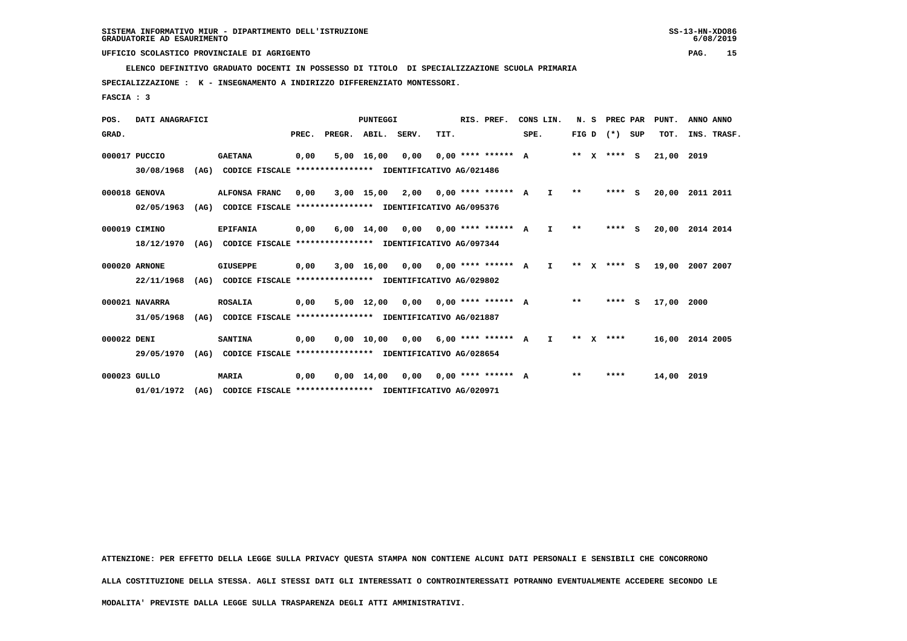SISTEMA INFORMATIVO MIUR - DIPARTIMENTO DELL'ISTRUZIONE
GRADUATORIE AD ESAURIMENTO

UFFICIO SCOLASTICO PROVINCIALE DI AGRIGENTO

ELENCO DEFINITIVO GRADUATO DOCENTI IN POSSESSO DI TITOLO DI SPECIALIZZAZIONE SCUOLA PRIMARIA

SPECIALIZZAZIONE : K - INSEGNAMENTO A INDIRIZZO DIFFERENZIATO MONTESSORI.

FASCIA : 3

| POS. GRAD. | DATI ANAGRAFICI | | PREC. | PREGR. | ABIL. | SERV. | TIT. | RIS. PREF. | CONS LIN. SPE. | | N. S FIG D | | PREC PAR (*) | SUP | PUNT. TOT. | ANNO INS. | ANNO TRASF. |
|---|---|---|---|---|---|---|---|---|---|---|---|---|---|---|---|---|---|
| 000017 | PUCCIO | GAETANA | 0,00 | 5,00 | 16,00 | 0,00 | 0,00 | **** ****** | A | | ** | X | **** | S | 21,00 | 2019 | |
| | 30/08/1968 (AG) CODICE FISCALE **************** IDENTIFICATIVO AG/021486 | | | | | | | | | | | | | | | | |
| 000018 | GENOVA | ALFONSA FRANC | 0,00 | 3,00 | 15,00 | 2,00 | 0,00 | **** ****** | A | I | ** | | **** | S | 20,00 | 2011 | 2011 |
| | 02/05/1963 (AG) CODICE FISCALE **************** IDENTIFICATIVO AG/095376 | | | | | | | | | | | | | | | | |
| 000019 | CIMINO | EPIFANIA | 0,00 | 6,00 | 14,00 | 0,00 | 0,00 | **** ****** | A | I | ** | | **** | S | 20,00 | 2014 | 2014 |
| | 18/12/1970 (AG) CODICE FISCALE **************** IDENTIFICATIVO AG/097344 | | | | | | | | | | | | | | | | |
| 000020 | ARNONE | GIUSEPPE | 0,00 | 3,00 | 16,00 | 0,00 | 0,00 | **** ****** | A | I | ** | X | **** | S | 19,00 | 2007 | 2007 |
| | 22/11/1968 (AG) CODICE FISCALE **************** IDENTIFICATIVO AG/029802 | | | | | | | | | | | | | | | | |
| 000021 | NAVARRA | ROSALIA | 0,00 | 5,00 | 12,00 | 0,00 | 0,00 | **** ****** | A | | ** | | **** | S | 17,00 | 2000 | |
| | 31/05/1968 (AG) CODICE FISCALE **************** IDENTIFICATIVO AG/021887 | | | | | | | | | | | | | | | | |
| 000022 | DENI | SANTINA | 0,00 | 0,00 | 10,00 | 0,00 | 6,00 | **** ****** | A | I | ** | X | **** | | 16,00 | 2014 | 2005 |
| | 29/05/1970 (AG) CODICE FISCALE **************** IDENTIFICATIVO AG/028654 | | | | | | | | | | | | | | | | |
| 000023 | GULLO | MARIA | 0,00 | 0,00 | 14,00 | 0,00 | 0,00 | **** ****** | A | | ** | | **** | | 14,00 | 2019 | |
| | 01/01/1972 (AG) CODICE FISCALE **************** IDENTIFICATIVO AG/020971 | | | | | | | | | | | | | | | | |

ATTENZIONE: PER EFFETTO DELLA LEGGE SULLA PRIVACY QUESTA STAMPA NON CONTIENE ALCUNI DATI PERSONALI E SENSIBILI CHE CONCORRONO ALLA COSTITUZIONE DELLA STESSA. AGLI STESSI DATI GLI INTERESSATI O CONTROINTERESSATI POTRANNO EVENTUALMENTE ACCEDERE SECONDO LE MODALITA' PREVISTE DALLA LEGGE SULLA TRASPARENZA DEGLI ATTI AMMINISTRATIVI.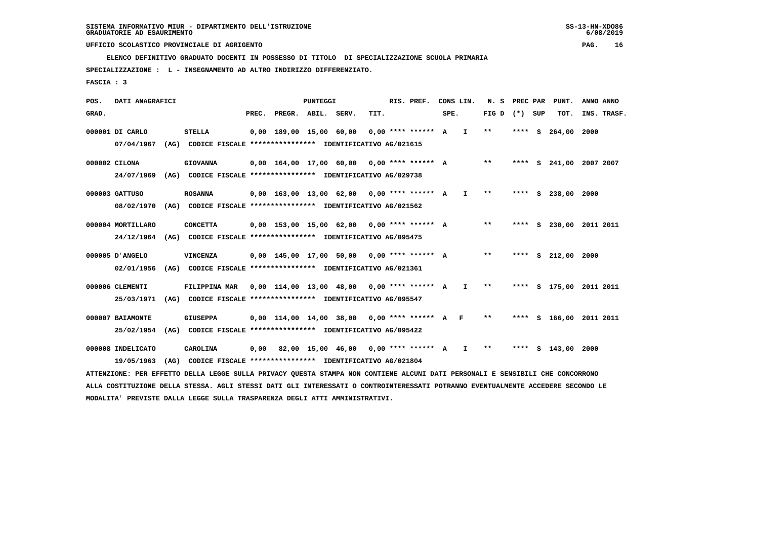SISTEMA INFORMATIVO MIUR - DIPARTIMENTO DELL'ISTRUZIONE
GRADUATORIE AD ESAURIMENTO

UFFICIO SCOLASTICO PROVINCIALE DI AGRIGENTO

ELENCO DEFINITIVO GRADUATO DOCENTI IN POSSESSO DI TITOLO DI SPECIALIZZAZIONE SCUOLA PRIMARIA

SPECIALIZZAZIONE : L - INSEGNAMENTO AD ALTRO INDIRIZZO DIFFERENZIATO.

FASCIA : 3

| POS. GRAD. | DATI ANAGRAFICI | | PUNTEGGI PREC. | PREGR. | ABIL. | SERV. | TIT. | RIS. PREF. | CONS LIN. SPE. | | N. S FIG D | PREC PAR (*) | SUP | PUNT. TOT. | ANNO INS. | ANNO TRASF. |
|---|---|---|---|---|---|---|---|---|---|---|---|---|---|---|---|---|
| 000001 | DI CARLO 07/04/1967 (AG) CODICE FISCALE **************** IDENTIFICATIVO AG/021615 | STELLA | 0,00 | 189,00 | 15,00 | 60,00 | 0,00 | **** ****** | A | I | ** | **** | S | 264,00 | 2000 | |
| 000002 | CILONA 24/07/1969 (AG) CODICE FISCALE **************** IDENTIFICATIVO AG/029738 | GIOVANNA | 0,00 | 164,00 | 17,00 | 60,00 | 0,00 | **** ****** | A | | ** | **** | S | 241,00 | 2007 | 2007 |
| 000003 | GATTUSO 08/02/1970 (AG) CODICE FISCALE **************** IDENTIFICATIVO AG/021562 | ROSANNA | 0,00 | 163,00 | 13,00 | 62,00 | 0,00 | **** ****** | A | I | ** | **** | S | 238,00 | 2000 | |
| 000004 | MORTILLARO 24/12/1964 (AG) CODICE FISCALE **************** IDENTIFICATIVO AG/095475 | CONCETTA | 0,00 | 153,00 | 15,00 | 62,00 | 0,00 | **** ****** | A | | ** | **** | S | 230,00 | 2011 | 2011 |
| 000005 | D'ANGELO 02/01/1956 (AG) CODICE FISCALE **************** IDENTIFICATIVO AG/021361 | VINCENZA | 0,00 | 145,00 | 17,00 | 50,00 | 0,00 | **** ****** | A | | ** | **** | S | 212,00 | 2000 | |
| 000006 | CLEMENTI 25/03/1971 (AG) CODICE FISCALE **************** IDENTIFICATIVO AG/095547 | FILIPPINA MAR | 0,00 | 114,00 | 13,00 | 48,00 | 0,00 | **** ****** | A | I | ** | **** | S | 175,00 | 2011 | 2011 |
| 000007 | BAIAMONTE 25/02/1954 (AG) CODICE FISCALE **************** IDENTIFICATIVO AG/095422 | GIUSEPPA | 0,00 | 114,00 | 14,00 | 38,00 | 0,00 | **** ****** | A | F | ** | **** | S | 166,00 | 2011 | 2011 |
| 000008 | INDELICATO 19/05/1963 (AG) CODICE FISCALE **************** IDENTIFICATIVO AG/021804 | CAROLINA | 0,00 | 82,00 | 15,00 | 46,00 | 0,00 | **** ****** | A | I | ** | **** | S | 143,00 | 2000 | |

ATTENZIONE: PER EFFETTO DELLA LEGGE SULLA PRIVACY QUESTA STAMPA NON CONTIENE ALCUNI DATI PERSONALI E SENSIBILI CHE CONCORRONO ALLA COSTITUZIONE DELLA STESSA. AGLI STESSI DATI GLI INTERESSATI O CONTROINTERESSATI POTRANNO EVENTUALMENTE ACCEDERE SECONDO LE MODALITA' PREVISTE DALLA LEGGE SULLA TRASPARENZA DEGLI ATTI AMMINISTRATIVI.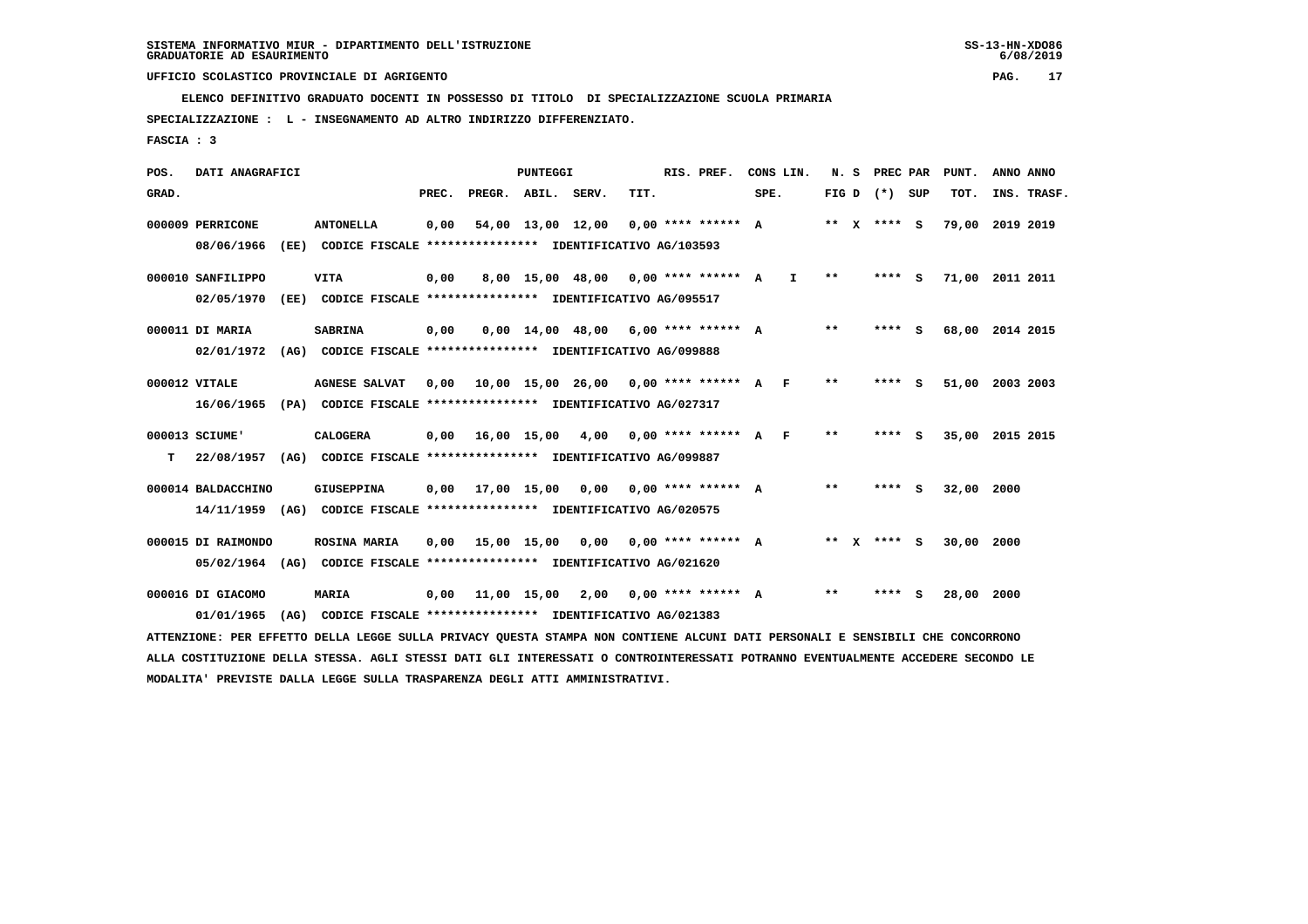SISTEMA INFORMATIVO MIUR - DIPARTIMENTO DELL'ISTRUZIONE
GRADUATORIE AD ESAURIMENTO

UFFICIO SCOLASTICO PROVINCIALE DI AGRIGENTO

ELENCO DEFINITIVO GRADUATO DOCENTI IN POSSESSO DI TITOLO DI SPECIALIZZAZIONE SCUOLA PRIMARIA

SPECIALIZZAZIONE : L - INSEGNAMENTO AD ALTRO INDIRIZZO DIFFERENZIATO.

FASCIA : 3

| POS. GRAD. | DATI ANAGRAFICI | | PREC. | PREGR. | ABIL. | SERV. | TIT. | RIS. PREF. | CONS LIN. SPE. | | N. S FIG D | PREC PAR (*) | SUP | PUNT. TOT. | ANNO INS. | ANNO TRASF. |
|---|---|---|---|---|---|---|---|---|---|---|---|---|---|---|---|---|
| 000009 | PERRICONE | ANTONELLA | 0,00 | 54,00 | 13,00 | 12,00 | 0,00 | **** ****** | A | | ** X | **** | S | 79,00 | 2019 | 2019 |
| | 08/06/1966 (EE) CODICE FISCALE **************** IDENTIFICATIVO AG/103593 | | | | | | | | | | | | | | | |
| 000010 | SANFILIPPO | VITA | 0,00 | 8,00 | 15,00 | 48,00 | 0,00 | **** ****** | A | I | ** | **** | S | 71,00 | 2011 | 2011 |
| | 02/05/1970 (EE) CODICE FISCALE **************** IDENTIFICATIVO AG/095517 | | | | | | | | | | | | | | | |
| 000011 | DI MARIA | SABRINA | 0,00 | 0,00 | 14,00 | 48,00 | 6,00 | **** ****** | A | | ** | **** | S | 68,00 | 2014 | 2015 |
| | 02/01/1972 (AG) CODICE FISCALE **************** IDENTIFICATIVO AG/099888 | | | | | | | | | | | | | | | |
| 000012 | VITALE | AGNESE SALVAT | 0,00 | 10,00 | 15,00 | 26,00 | 0,00 | **** ****** | A | F | ** | **** | S | 51,00 | 2003 | 2003 |
| | 16/06/1965 (PA) CODICE FISCALE **************** IDENTIFICATIVO AG/027317 | | | | | | | | | | | | | | | |
| 000013 | SCIUME' | CALOGERA | 0,00 | 16,00 | 15,00 | 4,00 | 0,00 | **** ****** | A | F | ** | **** | S | 35,00 | 2015 | 2015 |
| T | 22/08/1957 (AG) CODICE FISCALE **************** IDENTIFICATIVO AG/099887 | | | | | | | | | | | | | | | |
| 000014 | BALDACCHINO | GIUSEPPINA | 0,00 | 17,00 | 15,00 | 0,00 | 0,00 | **** ****** | A | | ** | **** | S | 32,00 | 2000 | |
| | 14/11/1959 (AG) CODICE FISCALE **************** IDENTIFICATIVO AG/020575 | | | | | | | | | | | | | | | |
| 000015 | DI RAIMONDO | ROSINA MARIA | 0,00 | 15,00 | 15,00 | 0,00 | 0,00 | **** ****** | A | | ** X | **** | S | 30,00 | 2000 | |
| | 05/02/1964 (AG) CODICE FISCALE **************** IDENTIFICATIVO AG/021620 | | | | | | | | | | | | | | | |
| 000016 | DI GIACOMO | MARIA | 0,00 | 11,00 | 15,00 | 2,00 | 0,00 | **** ****** | A | | ** | **** | S | 28,00 | 2000 | |
| | 01/01/1965 (AG) CODICE FISCALE **************** IDENTIFICATIVO AG/021383 | | | | | | | | | | | | | | | |

ATTENZIONE: PER EFFETTO DELLA LEGGE SULLA PRIVACY QUESTA STAMPA NON CONTIENE ALCUNI DATI PERSONALI E SENSIBILI CHE CONCORRONO ALLA COSTITUZIONE DELLA STESSA. AGLI STESSI DATI GLI INTERESSATI O CONTROINTERESSATI POTRANNO EVENTUALMENTE ACCEDERE SECONDO LE MODALITA' PREVISTE DALLA LEGGE SULLA TRASPARENZA DEGLI ATTI AMMINISTRATIVI.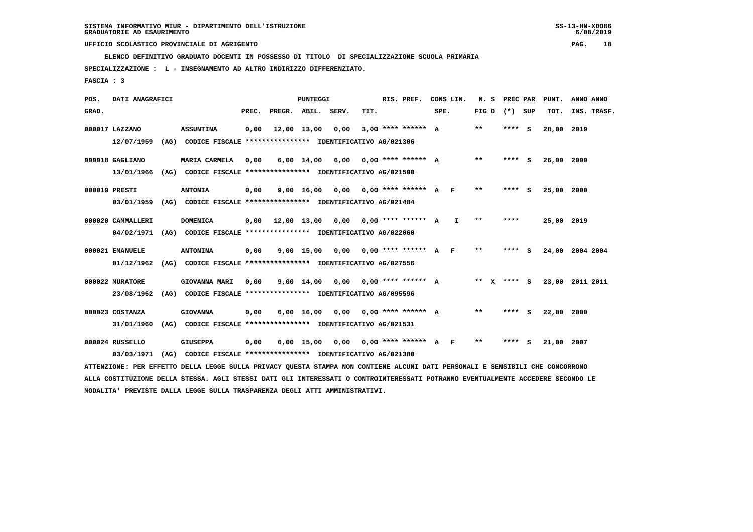SISTEMA INFORMATIVO MIUR - DIPARTIMENTO DELL'ISTRUZIONE
GRADUATORIE AD ESAURIMENTO

UFFICIO SCOLASTICO PROVINCIALE DI AGRIGENTO

ELENCO DEFINITIVO GRADUATO DOCENTI IN POSSESSO DI TITOLO DI SPECIALIZZAZIONE SCUOLA PRIMARIA

SPECIALIZZAZIONE : L - INSEGNAMENTO AD ALTRO INDIRIZZO DIFFERENZIATO.

FASCIA : 3

| POS. GRAD. | DATI ANAGRAFICI | | PREC. | PREGR. | ABIL. | SERV. | TIT. | RIS. PREF. | CONS LIN. SPE. | | N. S FIG D | PREC PAR (*) SUP | | PUNT. TOT. | ANNO INS. | ANNO TRASF. |
|---|---|---|---|---|---|---|---|---|---|---|---|---|---|---|---|---|
| 000017 | LAZZANO | ASSUNTINA | 0,00 | 12,00 | 13,00 | 0,00 | 3,00 | **** ****** | A | | ** | **** | S | 28,00 | 2019 | |
| | 12/07/1959 (AG) CODICE FISCALE **************** IDENTIFICATIVO AG/021306 | | | | | | | | | | | | | | | |
| 000018 | GAGLIANO | MARIA CARMELA | 0,00 | 6,00 | 14,00 | 6,00 | 0,00 | **** ****** | A | | ** | **** | S | 26,00 | 2000 | |
| | 13/01/1966 (AG) CODICE FISCALE **************** IDENTIFICATIVO AG/021500 | | | | | | | | | | | | | | | |
| 000019 | PRESTI | ANTONIA | 0,00 | 9,00 | 16,00 | 0,00 | 0,00 | **** ****** | A | F | ** | **** | S | 25,00 | 2000 | |
| | 03/01/1959 (AG) CODICE FISCALE **************** IDENTIFICATIVO AG/021484 | | | | | | | | | | | | | | | |
| 000020 | CAMMALLERI | DOMENICA | 0,00 | 12,00 | 13,00 | 0,00 | 0,00 | **** ****** | A | I | ** | **** | | 25,00 | 2019 | |
| | 04/02/1971 (AG) CODICE FISCALE **************** IDENTIFICATIVO AG/022060 | | | | | | | | | | | | | | | |
| 000021 | EMANUELE | ANTONINA | 0,00 | 9,00 | 15,00 | 0,00 | 0,00 | **** ****** | A | F | ** | **** | S | 24,00 | 2004 | 2004 |
| | 01/12/1962 (AG) CODICE FISCALE **************** IDENTIFICATIVO AG/027556 | | | | | | | | | | | | | | | |
| 000022 | MURATORE | GIOVANNA MARI | 0,00 | 9,00 | 14,00 | 0,00 | 0,00 | **** ****** | A | | ** X | **** | S | 23,00 | 2011 | 2011 |
| | 23/08/1962 (AG) CODICE FISCALE **************** IDENTIFICATIVO AG/095596 | | | | | | | | | | | | | | | |
| 000023 | COSTANZA | GIOVANNA | 0,00 | 6,00 | 16,00 | 0,00 | 0,00 | **** ****** | A | | ** | **** | S | 22,00 | 2000 | |
| | 31/01/1960 (AG) CODICE FISCALE **************** IDENTIFICATIVO AG/021531 | | | | | | | | | | | | | | | |
| 000024 | RUSSELLO | GIUSEPPA | 0,00 | 6,00 | 15,00 | 0,00 | 0,00 | **** ****** | A | F | ** | **** | S | 21,00 | 2007 | |
| | 03/03/1971 (AG) CODICE FISCALE **************** IDENTIFICATIVO AG/021380 | | | | | | | | | | | | | | | |

ATTENZIONE: PER EFFETTO DELLA LEGGE SULLA PRIVACY QUESTA STAMPA NON CONTIENE ALCUNI DATI PERSONALI E SENSIBILI CHE CONCORRONO ALLA COSTITUZIONE DELLA STESSA. AGLI STESSI DATI GLI INTERESSATI O CONTROINTERESSATI POTRANNO EVENTUALMENTE ACCEDERE SECONDO LE MODALITA' PREVISTE DALLA LEGGE SULLA TRASPARENZA DEGLI ATTI AMMINISTRATIVI.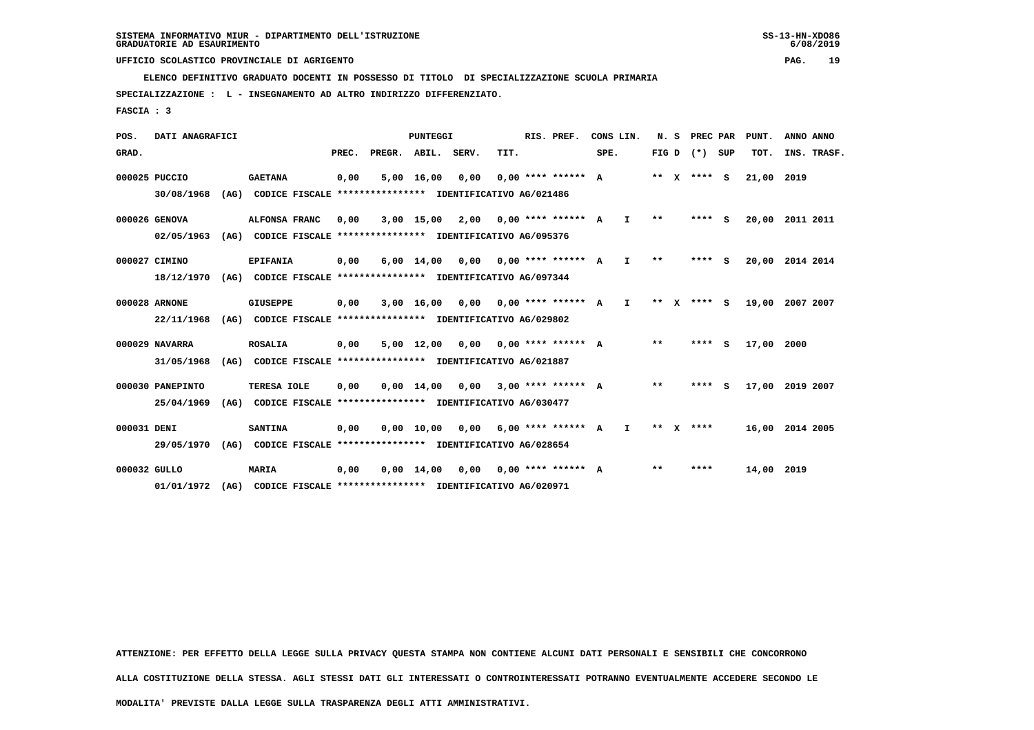SISTEMA INFORMATIVO MIUR - DIPARTIMENTO DELL'ISTRUZIONE
GRADUATORIE AD ESAURIMENTO

UFFICIO SCOLASTICO PROVINCIALE DI AGRIGENTO

**ELENCO DEFINITIVO GRADUATO DOCENTI IN POSSESSO DI TITOLO DI SPECIALIZZAZIONE SCUOLA PRIMARIA**

**SPECIALIZZAZIONE : L - INSEGNAMENTO AD ALTRO INDIRIZZO DIFFERENZIATO.**

**FASCIA : 3**

| POS. GRAD. | DATI ANAGRAFICI | | PREC. | PREGR. | ABIL. | SERV. | TIT. | RIS. PREF. | CONS SPE. | LIN. | N. S FIG D | PREC PAR (*) SUP | PUNT. TOT. | ANNO INS. | ANNO TRASF. |
|---|---|---|---|---|---|---|---|---|---|---|---|---|---|---|---|
| 000025 | PUCCIO | GAETANA | 0,00 | 5,00 | 16,00 | 0,00 | 0,00 | **** ****** | A | | ** X | **** S | 21,00 | 2019 | |
| | 30/08/1968 (AG) CODICE FISCALE **************** IDENTIFICATIVO AG/021486 | | | | | | | | | | | | | | |
| 000026 | GENOVA | ALFONSA FRANC | 0,00 | 3,00 | 15,00 | 2,00 | 0,00 | **** ****** | A | I | ** | **** S | 20,00 | 2011 | 2011 |
| | 02/05/1963 (AG) CODICE FISCALE **************** IDENTIFICATIVO AG/095376 | | | | | | | | | | | | | | |
| 000027 | CIMINO | EPIFANIA | 0,00 | 6,00 | 14,00 | 0,00 | 0,00 | **** ****** | A | I | ** | **** S | 20,00 | 2014 | 2014 |
| | 18/12/1970 (AG) CODICE FISCALE **************** IDENTIFICATIVO AG/097344 | | | | | | | | | | | | | | |
| 000028 | ARNONE | GIUSEPPE | 0,00 | 3,00 | 16,00 | 0,00 | 0,00 | **** ****** | A | I | ** X | **** S | 19,00 | 2007 | 2007 |
| | 22/11/1968 (AG) CODICE FISCALE **************** IDENTIFICATIVO AG/029802 | | | | | | | | | | | | | | |
| 000029 | NAVARRA | ROSALIA | 0,00 | 5,00 | 12,00 | 0,00 | 0,00 | **** ****** | A | | ** | **** S | 17,00 | 2000 | |
| | 31/05/1968 (AG) CODICE FISCALE **************** IDENTIFICATIVO AG/021887 | | | | | | | | | | | | | | |
| 000030 | PANEPINTO | TERESA IOLE | 0,00 | 0,00 | 14,00 | 0,00 | 3,00 | **** ****** | A | | ** | **** S | 17,00 | 2019 | 2007 |
| | 25/04/1969 (AG) CODICE FISCALE **************** IDENTIFICATIVO AG/030477 | | | | | | | | | | | | | | |
| 000031 | DENI | SANTINA | 0,00 | 0,00 | 10,00 | 0,00 | 6,00 | **** ****** | A | I | ** X | **** | 16,00 | 2014 | 2005 |
| | 29/05/1970 (AG) CODICE FISCALE **************** IDENTIFICATIVO AG/028654 | | | | | | | | | | | | | | |
| 000032 | GULLO | MARIA | 0,00 | 0,00 | 14,00 | 0,00 | 0,00 | **** ****** | A | | ** | **** | 14,00 | 2019 | |
| | 01/01/1972 (AG) CODICE FISCALE **************** IDENTIFICATIVO AG/020971 | | | | | | | | | | | | | | |

**ATTENZIONE: PER EFFETTO DELLA LEGGE SULLA PRIVACY QUESTA STAMPA NON CONTIENE ALCUNI DATI PERSONALI E SENSIBILI CHE CONCORRONO ALLA COSTITUZIONE DELLA STESSA. AGLI STESSI DATI GLI INTERESSATI O CONTROINTERESSATI POTRANNO EVENTUALMENTE ACCEDERE SECONDO LE MODALITA' PREVISTE DALLA LEGGE SULLA TRASPARENZA DEGLI ATTI AMMINISTRATIVI.**